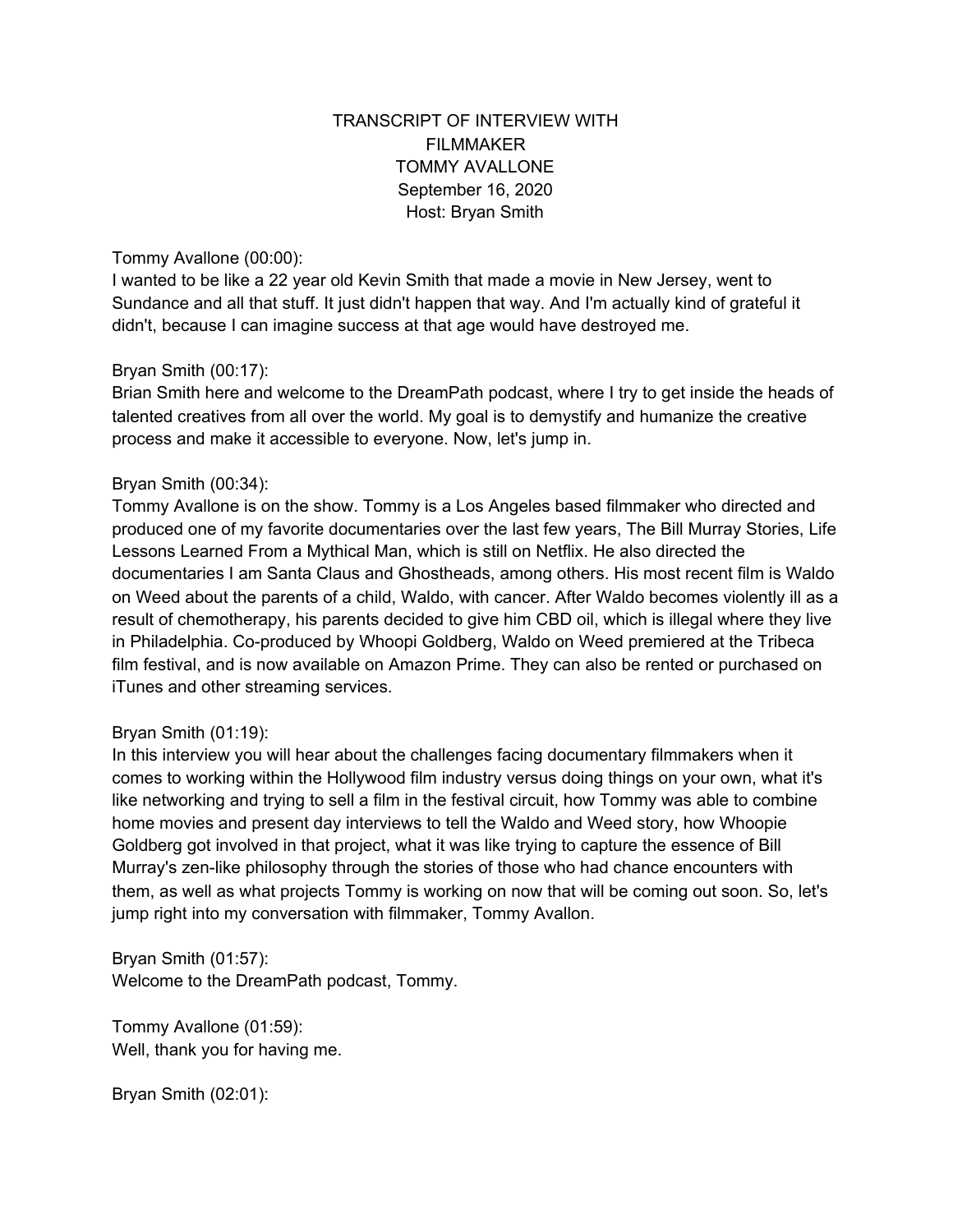TRANSCRIPT OF INTERVIEW WITH
FILMMAKER
TOMMY AVALLONE
September 16, 2020
Host: Bryan Smith

Tommy Avallone (00:00):
I wanted to be like a 22 year old Kevin Smith that made a movie in New Jersey, went to Sundance and all that stuff. It just didn't happen that way. And I'm actually kind of grateful it didn't, because I can imagine success at that age would have destroyed me.

Bryan Smith (00:17):
Brian Smith here and welcome to the DreamPath podcast, where I try to get inside the heads of talented creatives from all over the world. My goal is to demystify and humanize the creative process and make it accessible to everyone. Now, let's jump in.

Bryan Smith (00:34):
Tommy Avallone is on the show. Tommy is a Los Angeles based filmmaker who directed and produced one of my favorite documentaries over the last few years, The Bill Murray Stories, Life Lessons Learned From a Mythical Man, which is still on Netflix. He also directed the documentaries I am Santa Claus and Ghostheads, among others. His most recent film is Waldo on Weed about the parents of a child, Waldo, with cancer. After Waldo becomes violently ill as a result of chemotherapy, his parents decided to give him CBD oil, which is illegal where they live in Philadelphia. Co-produced by Whoopi Goldberg, Waldo on Weed premiered at the Tribeca film festival, and is now available on Amazon Prime. They can also be rented or purchased on iTunes and other streaming services.

Bryan Smith (01:19):
In this interview you will hear about the challenges facing documentary filmmakers when it comes to working within the Hollywood film industry versus doing things on your own, what it's like networking and trying to sell a film in the festival circuit, how Tommy was able to combine home movies and present day interviews to tell the Waldo and Weed story, how Whoopie Goldberg got involved in that project, what it was like trying to capture the essence of Bill Murray's zen-like philosophy through the stories of those who had chance encounters with them, as well as what projects Tommy is working on now that will be coming out soon. So, let's jump right into my conversation with filmmaker, Tommy Avallon.

Bryan Smith (01:57):
Welcome to the DreamPath podcast, Tommy.

Tommy Avallone (01:59):
Well, thank you for having me.

Bryan Smith (02:01):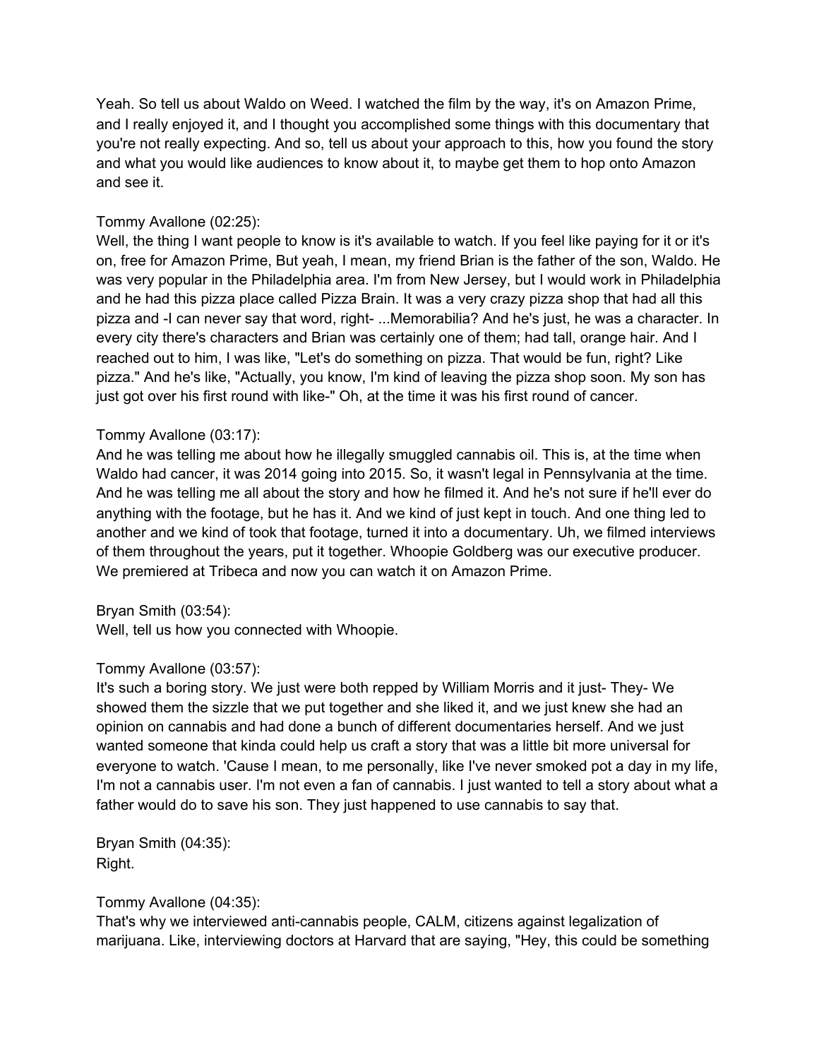Yeah. So tell us about Waldo on Weed. I watched the film by the way, it's on Amazon Prime, and I really enjoyed it, and I thought you accomplished some things with this documentary that you're not really expecting. And so, tell us about your approach to this, how you found the story and what you would like audiences to know about it, to maybe get them to hop onto Amazon and see it.

Tommy Avallone (02:25):
Well, the thing I want people to know is it's available to watch. If you feel like paying for it or it's on, free for Amazon Prime, But yeah, I mean, my friend Brian is the father of the son, Waldo. He was very popular in the Philadelphia area. I'm from New Jersey, but I would work in Philadelphia and he had this pizza place called Pizza Brain. It was a very crazy pizza shop that had all this pizza and -I can never say that word, right- ...Memorabilia? And he's just, he was a character. In every city there's characters and Brian was certainly one of them; had tall, orange hair. And I reached out to him, I was like, "Let's do something on pizza. That would be fun, right? Like pizza." And he's like, "Actually, you know, I'm kind of leaving the pizza shop soon. My son has just got over his first round with like-" Oh, at the time it was his first round of cancer.

Tommy Avallone (03:17):
And he was telling me about how he illegally smuggled cannabis oil. This is, at the time when Waldo had cancer, it was 2014 going into 2015. So, it wasn't legal in Pennsylvania at the time. And he was telling me all about the story and how he filmed it. And he's not sure if he'll ever do anything with the footage, but he has it. And we kind of just kept in touch. And one thing led to another and we kind of took that footage, turned it into a documentary. Uh, we filmed interviews of them throughout the years, put it together. Whoopie Goldberg was our executive producer. We premiered at Tribeca and now you can watch it on Amazon Prime.

Bryan Smith (03:54):
Well, tell us how you connected with Whoopie.

Tommy Avallone (03:57):
It's such a boring story. We just were both repped by William Morris and it just- They- We showed them the sizzle that we put together and she liked it, and we just knew she had an opinion on cannabis and had done a bunch of different documentaries herself. And we just wanted someone that kinda could help us craft a story that was a little bit more universal for everyone to watch. 'Cause I mean, to me personally, like I've never smoked pot a day in my life, I'm not a cannabis user. I'm not even a fan of cannabis. I just wanted to tell a story about what a father would do to save his son. They just happened to use cannabis to say that.

Bryan Smith (04:35):
Right.

Tommy Avallone (04:35):
That's why we interviewed anti-cannabis people, CALM, citizens against legalization of marijuana. Like, interviewing doctors at Harvard that are saying, "Hey, this could be something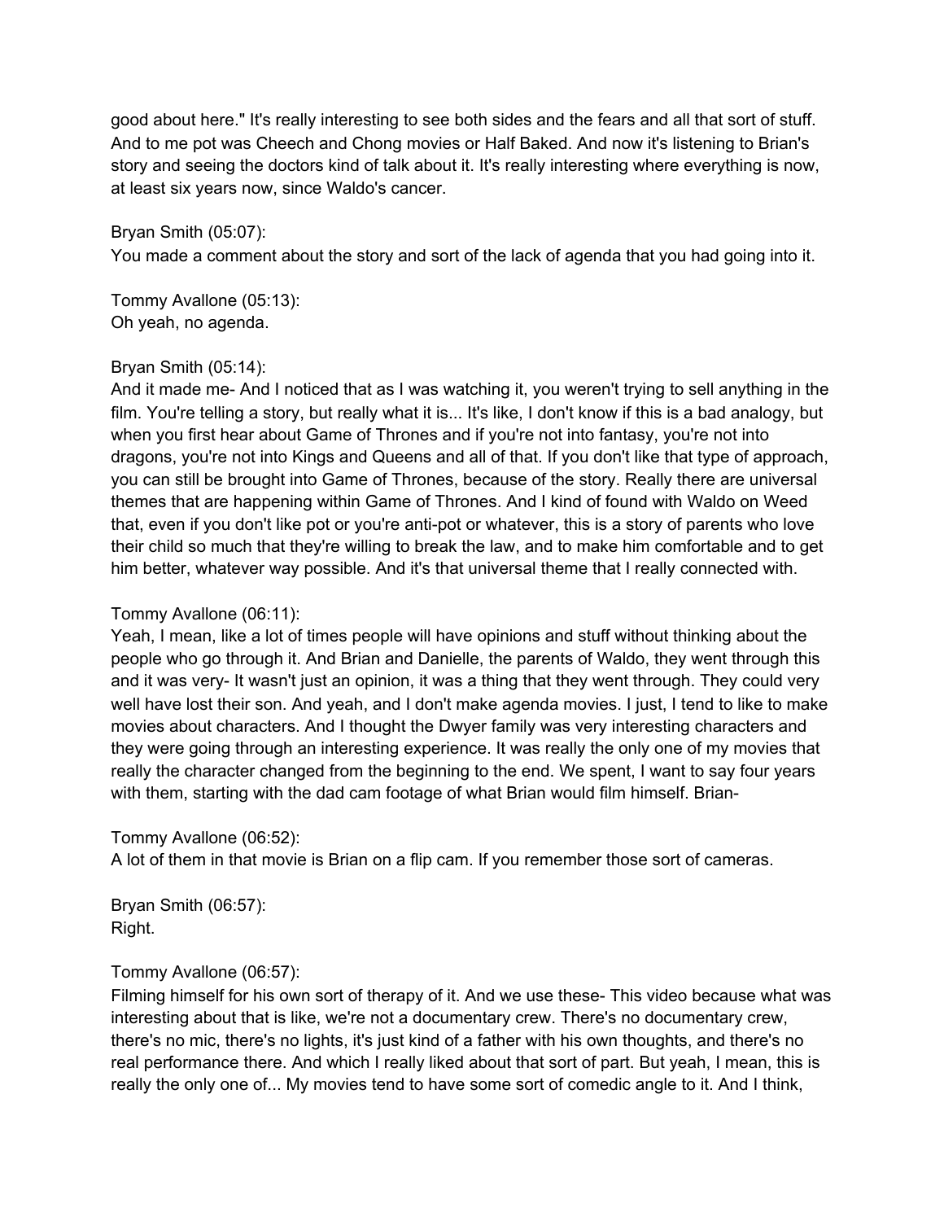good about here." It's really interesting to see both sides and the fears and all that sort of stuff. And to me pot was Cheech and Chong movies or Half Baked. And now it's listening to Brian's story and seeing the doctors kind of talk about it. It's really interesting where everything is now, at least six years now, since Waldo's cancer.

Bryan Smith (05:07):
You made a comment about the story and sort of the lack of agenda that you had going into it.

Tommy Avallone (05:13):
Oh yeah, no agenda.

Bryan Smith (05:14):
And it made me- And I noticed that as I was watching it, you weren't trying to sell anything in the film. You're telling a story, but really what it is... It's like, I don't know if this is a bad analogy, but when you first hear about Game of Thrones and if you're not into fantasy, you're not into dragons, you're not into Kings and Queens and all of that. If you don't like that type of approach, you can still be brought into Game of Thrones, because of the story. Really there are universal themes that are happening within Game of Thrones. And I kind of found with Waldo on Weed that, even if you don't like pot or you're anti-pot or whatever, this is a story of parents who love their child so much that they're willing to break the law, and to make him comfortable and to get him better, whatever way possible. And it's that universal theme that I really connected with.

Tommy Avallone (06:11):
Yeah, I mean, like a lot of times people will have opinions and stuff without thinking about the people who go through it. And Brian and Danielle, the parents of Waldo, they went through this and it was very- It wasn't just an opinion, it was a thing that they went through. They could very well have lost their son. And yeah, and I don't make agenda movies. I just, I tend to like to make movies about characters. And I thought the Dwyer family was very interesting characters and they were going through an interesting experience. It was really the only one of my movies that really the character changed from the beginning to the end. We spent, I want to say four years with them, starting with the dad cam footage of what Brian would film himself. Brian-

Tommy Avallone (06:52):
A lot of them in that movie is Brian on a flip cam. If you remember those sort of cameras.

Bryan Smith (06:57):
Right.

Tommy Avallone (06:57):
Filming himself for his own sort of therapy of it. And we use these- This video because what was interesting about that is like, we're not a documentary crew. There's no documentary crew, there's no mic, there's no lights, it's just kind of a father with his own thoughts, and there's no real performance there. And which I really liked about that sort of part. But yeah, I mean, this is really the only one of... My movies tend to have some sort of comedic angle to it. And I think,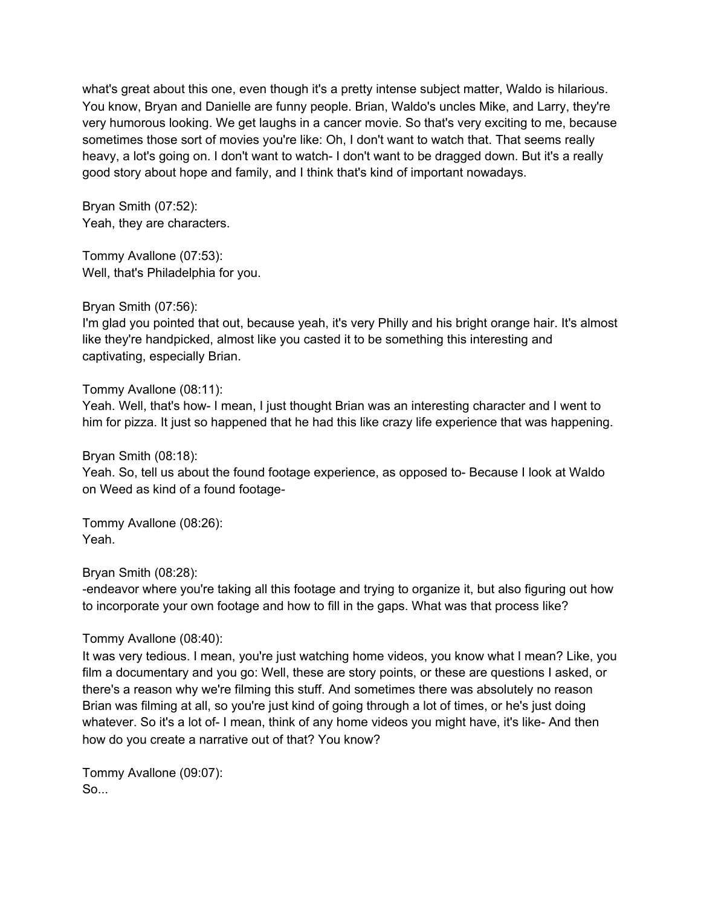what's great about this one, even though it's a pretty intense subject matter, Waldo is hilarious. You know, Bryan and Danielle are funny people. Brian, Waldo's uncles Mike, and Larry, they're very humorous looking. We get laughs in a cancer movie. So that's very exciting to me, because sometimes those sort of movies you're like: Oh, I don't want to watch that. That seems really heavy, a lot's going on. I don't want to watch- I don't want to be dragged down. But it's a really good story about hope and family, and I think that's kind of important nowadays.

Bryan Smith (07:52):
Yeah, they are characters.

Tommy Avallone (07:53):
Well, that's Philadelphia for you.

Bryan Smith (07:56):
I'm glad you pointed that out, because yeah, it's very Philly and his bright orange hair. It's almost like they're handpicked, almost like you casted it to be something this interesting and captivating, especially Brian.

Tommy Avallone (08:11):
Yeah. Well, that's how- I mean, I just thought Brian was an interesting character and I went to him for pizza. It just so happened that he had this like crazy life experience that was happening.

Bryan Smith (08:18):
Yeah. So, tell us about the found footage experience, as opposed to- Because I look at Waldo on Weed as kind of a found footage-

Tommy Avallone (08:26):
Yeah.

Bryan Smith (08:28):
-endeavor where you're taking all this footage and trying to organize it, but also figuring out how to incorporate your own footage and how to fill in the gaps. What was that process like?

Tommy Avallone (08:40):
It was very tedious. I mean, you're just watching home videos, you know what I mean? Like, you film a documentary and you go: Well, these are story points, or these are questions I asked, or there's a reason why we're filming this stuff. And sometimes there was absolutely no reason Brian was filming at all, so you're just kind of going through a lot of times, or he's just doing whatever. So it's a lot of- I mean, think of any home videos you might have, it's like- And then how do you create a narrative out of that? You know?

Tommy Avallone (09:07):
So...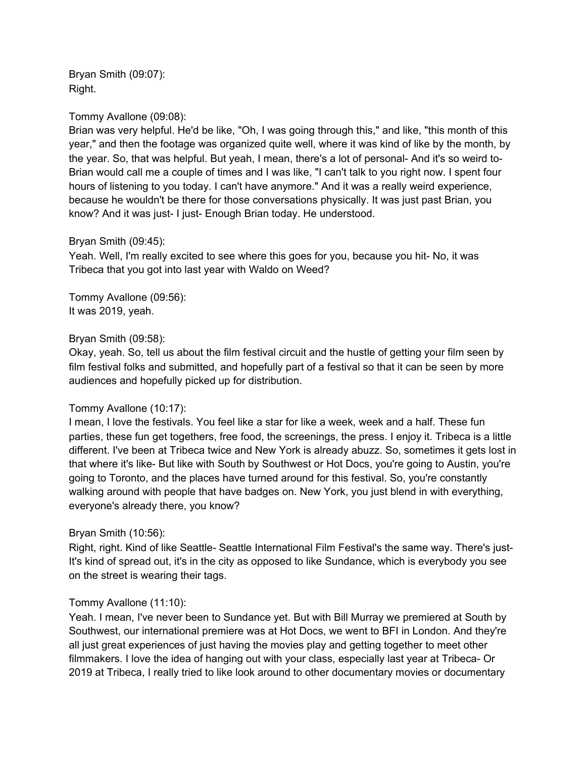Bryan Smith (09:07):
Right.

Tommy Avallone (09:08):
Brian was very helpful. He'd be like, "Oh, I was going through this," and like, "this month of this year," and then the footage was organized quite well, where it was kind of like by the month, by the year. So, that was helpful. But yeah, I mean, there's a lot of personal- And it's so weird to- Brian would call me a couple of times and I was like, "I can't talk to you right now. I spent four hours of listening to you today. I can't have anymore." And it was a really weird experience, because he wouldn't be there for those conversations physically. It was just past Brian, you know? And it was just- I just- Enough Brian today. He understood.

Bryan Smith (09:45):
Yeah. Well, I'm really excited to see where this goes for you, because you hit- No, it was Tribeca that you got into last year with Waldo on Weed?

Tommy Avallone (09:56):
It was 2019, yeah.

Bryan Smith (09:58):
Okay, yeah. So, tell us about the film festival circuit and the hustle of getting your film seen by film festival folks and submitted, and hopefully part of a festival so that it can be seen by more audiences and hopefully picked up for distribution.

Tommy Avallone (10:17):
I mean, I love the festivals. You feel like a star for like a week, week and a half. These fun parties, these fun get togethers, free food, the screenings, the press. I enjoy it. Tribeca is a little different. I've been at Tribeca twice and New York is already abuzz. So, sometimes it gets lost in that where it's like- But like with South by Southwest or Hot Docs, you're going to Austin, you're going to Toronto, and the places have turned around for this festival. So, you're constantly walking around with people that have badges on. New York, you just blend in with everything, everyone's already there, you know?

Bryan Smith (10:56):
Right, right. Kind of like Seattle- Seattle International Film Festival's the same way. There's just- It's kind of spread out, it's in the city as opposed to like Sundance, which is everybody you see on the street is wearing their tags.

Tommy Avallone (11:10):
Yeah. I mean, I've never been to Sundance yet. But with Bill Murray we premiered at South by Southwest, our international premiere was at Hot Docs, we went to BFI in London. And they're all just great experiences of just having the movies play and getting together to meet other filmmakers. I love the idea of hanging out with your class, especially last year at Tribeca- Or 2019 at Tribeca, I really tried to like look around to other documentary movies or documentary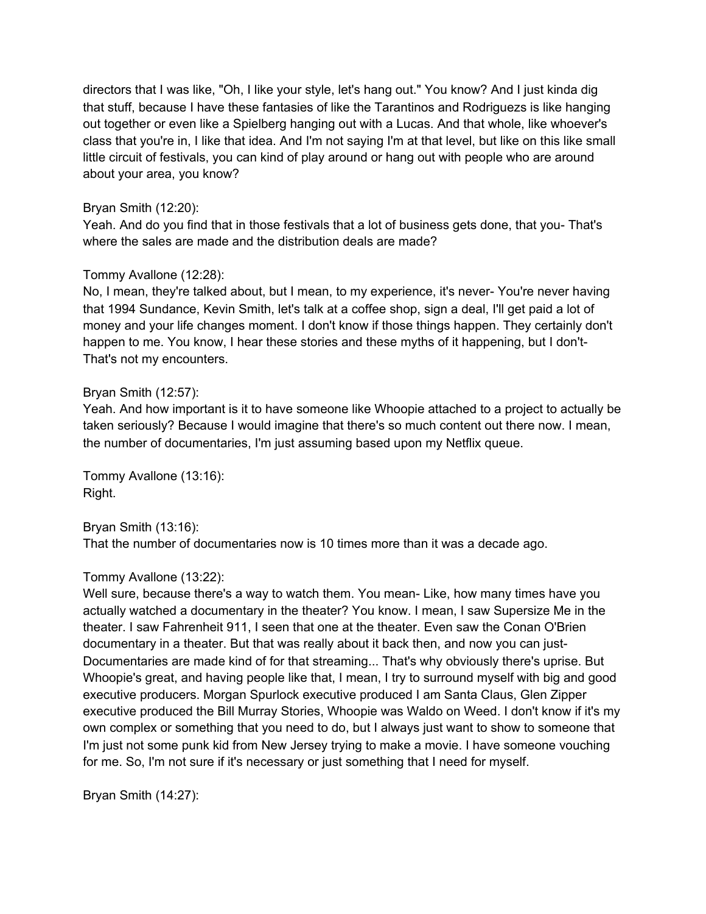directors that I was like, "Oh, I like your style, let's hang out." You know? And I just kinda dig that stuff, because I have these fantasies of like the Tarantinos and Rodriguezs is like hanging out together or even like a Spielberg hanging out with a Lucas. And that whole, like whoever's class that you're in, I like that idea. And I'm not saying I'm at that level, but like on this like small little circuit of festivals, you can kind of play around or hang out with people who are around about your area, you know?

Bryan Smith (12:20):
Yeah. And do you find that in those festivals that a lot of business gets done, that you- That's where the sales are made and the distribution deals are made?

Tommy Avallone (12:28):
No, I mean, they're talked about, but I mean, to my experience, it's never- You're never having that 1994 Sundance, Kevin Smith, let's talk at a coffee shop, sign a deal, I'll get paid a lot of money and your life changes moment. I don't know if those things happen. They certainly don't happen to me. You know, I hear these stories and these myths of it happening, but I don't- That's not my encounters.

Bryan Smith (12:57):
Yeah. And how important is it to have someone like Whoopie attached to a project to actually be taken seriously? Because I would imagine that there's so much content out there now. I mean, the number of documentaries, I'm just assuming based upon my Netflix queue.

Tommy Avallone (13:16):
Right.

Bryan Smith (13:16):
That the number of documentaries now is 10 times more than it was a decade ago.

Tommy Avallone (13:22):
Well sure, because there's a way to watch them. You mean- Like, how many times have you actually watched a documentary in the theater? You know. I mean, I saw Supersize Me in the theater. I saw Fahrenheit 911, I seen that one at the theater. Even saw the Conan O'Brien documentary in a theater. But that was really about it back then, and now you can just- Documentaries are made kind of for that streaming... That's why obviously there's uprise. But Whoopie's great, and having people like that, I mean, I try to surround myself with big and good executive producers. Morgan Spurlock executive produced I am Santa Claus, Glen Zipper executive produced the Bill Murray Stories, Whoopie was Waldo on Weed. I don't know if it's my own complex or something that you need to do, but I always just want to show to someone that I'm just not some punk kid from New Jersey trying to make a movie. I have someone vouching for me. So, I'm not sure if it's necessary or just something that I need for myself.

Bryan Smith (14:27):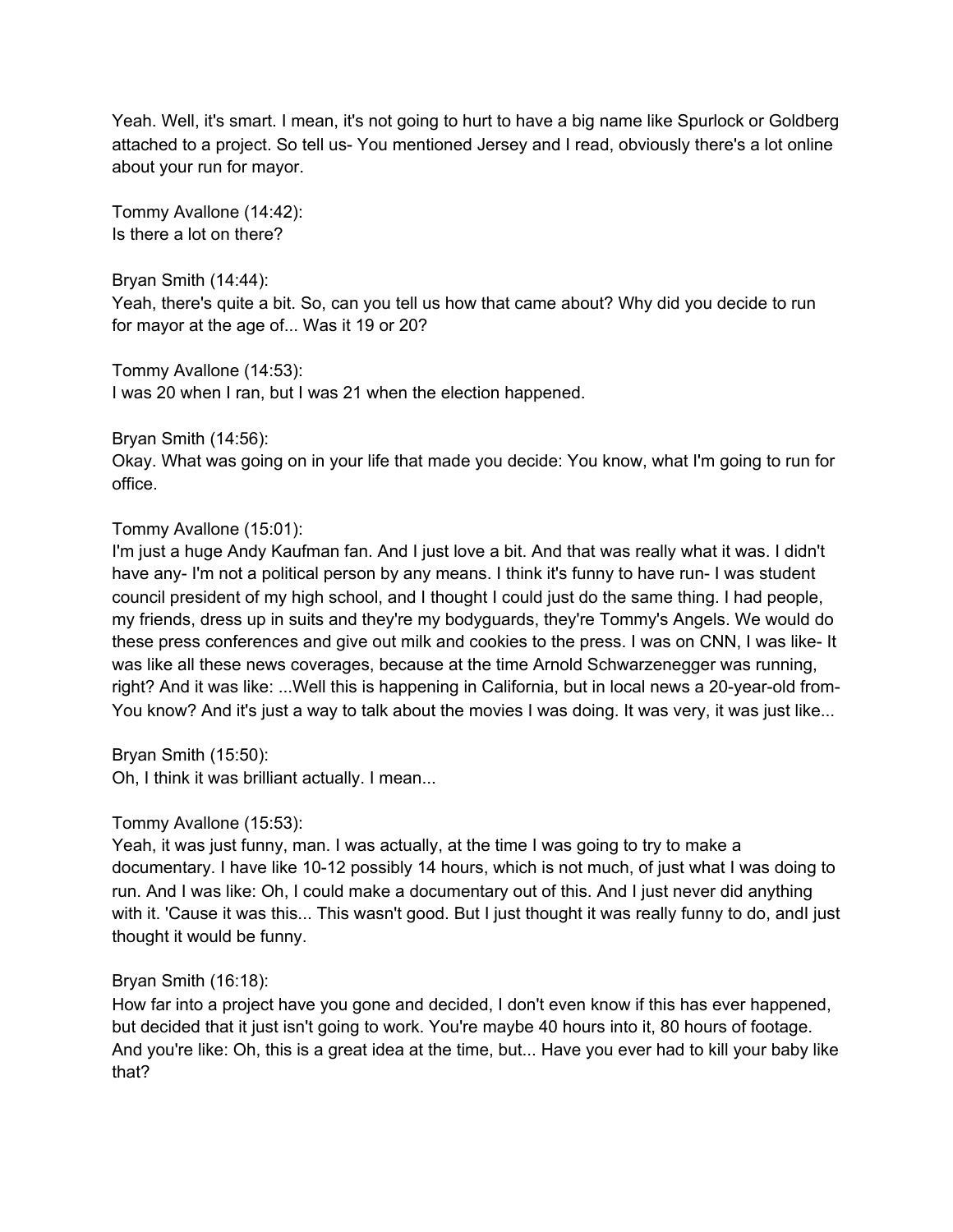Yeah. Well, it's smart. I mean, it's not going to hurt to have a big name like Spurlock or Goldberg attached to a project. So tell us- You mentioned Jersey and I read, obviously there's a lot online about your run for mayor.

Tommy Avallone (14:42):
Is there a lot on there?

Bryan Smith (14:44):
Yeah, there's quite a bit. So, can you tell us how that came about? Why did you decide to run for mayor at the age of... Was it 19 or 20?

Tommy Avallone (14:53):
I was 20 when I ran, but I was 21 when the election happened.

Bryan Smith (14:56):
Okay. What was going on in your life that made you decide: You know, what I'm going to run for office.

Tommy Avallone (15:01):
I'm just a huge Andy Kaufman fan. And I just love a bit. And that was really what it was. I didn't have any- I'm not a political person by any means. I think it's funny to have run- I was student council president of my high school, and I thought I could just do the same thing. I had people, my friends, dress up in suits and they're my bodyguards, they're Tommy's Angels. We would do these press conferences and give out milk and cookies to the press. I was on CNN, I was like- It was like all these news coverages, because at the time Arnold Schwarzenegger was running, right? And it was like: ...Well this is happening in California, but in local news a 20-year-old from- You know? And it's just a way to talk about the movies I was doing. It was very, it was just like...

Bryan Smith (15:50):
Oh, I think it was brilliant actually. I mean...

Tommy Avallone (15:53):
Yeah, it was just funny, man. I was actually, at the time I was going to try to make a documentary. I have like 10-12 possibly 14 hours, which is not much, of just what I was doing to run. And I was like: Oh, I could make a documentary out of this. And I just never did anything with it. 'Cause it was this... This wasn't good. But I just thought it was really funny to do, andI just thought it would be funny.

Bryan Smith (16:18):
How far into a project have you gone and decided, I don't even know if this has ever happened, but decided that it just isn't going to work. You're maybe 40 hours into it, 80 hours of footage. And you're like: Oh, this is a great idea at the time, but... Have you ever had to kill your baby like that?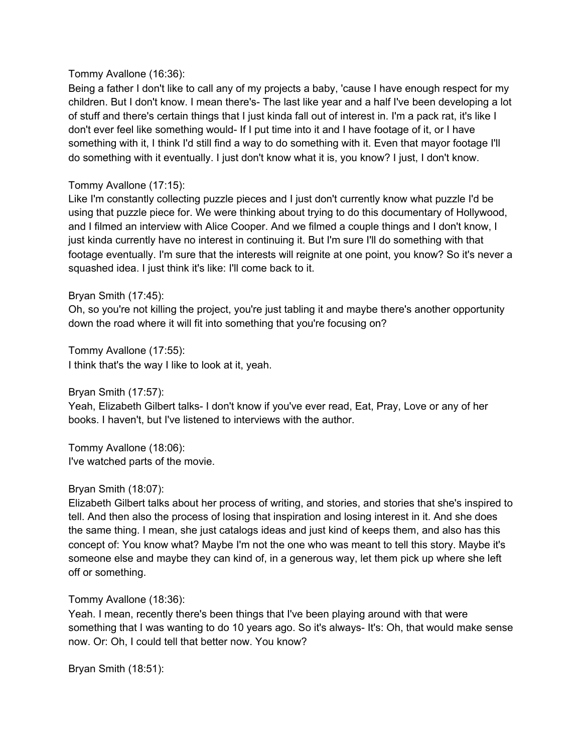Tommy Avallone (16:36):
Being a father I don't like to call any of my projects a baby, 'cause I have enough respect for my children. But I don't know. I mean there's- The last like year and a half I've been developing a lot of stuff and there's certain things that I just kinda fall out of interest in. I'm a pack rat, it's like I don't ever feel like something would- If I put time into it and I have footage of it, or I have something with it, I think I'd still find a way to do something with it. Even that mayor footage I'll do something with it eventually. I just don't know what it is, you know? I just, I don't know.

Tommy Avallone (17:15):
Like I'm constantly collecting puzzle pieces and I just don't currently know what puzzle I'd be using that puzzle piece for. We were thinking about trying to do this documentary of Hollywood, and I filmed an interview with Alice Cooper. And we filmed a couple things and I don't know, I just kinda currently have no interest in continuing it. But I'm sure I'll do something with that footage eventually. I'm sure that the interests will reignite at one point, you know? So it's never a squashed idea. I just think it's like: I'll come back to it.

Bryan Smith (17:45):
Oh, so you're not killing the project, you're just tabling it and maybe there's another opportunity down the road where it will fit into something that you're focusing on?

Tommy Avallone (17:55):
I think that's the way I like to look at it, yeah.

Bryan Smith (17:57):
Yeah, Elizabeth Gilbert talks- I don't know if you've ever read, Eat, Pray, Love or any of her books. I haven't, but I've listened to interviews with the author.

Tommy Avallone (18:06):
I've watched parts of the movie.

Bryan Smith (18:07):
Elizabeth Gilbert talks about her process of writing, and stories, and stories that she's inspired to tell. And then also the process of losing that inspiration and losing interest in it. And she does the same thing. I mean, she just catalogs ideas and just kind of keeps them, and also has this concept of: You know what? Maybe I'm not the one who was meant to tell this story. Maybe it's someone else and maybe they can kind of, in a generous way, let them pick up where she left off or something.

Tommy Avallone (18:36):
Yeah. I mean, recently there's been things that I've been playing around with that were something that I was wanting to do 10 years ago. So it's always- It's: Oh, that would make sense now. Or: Oh, I could tell that better now. You know?

Bryan Smith (18:51):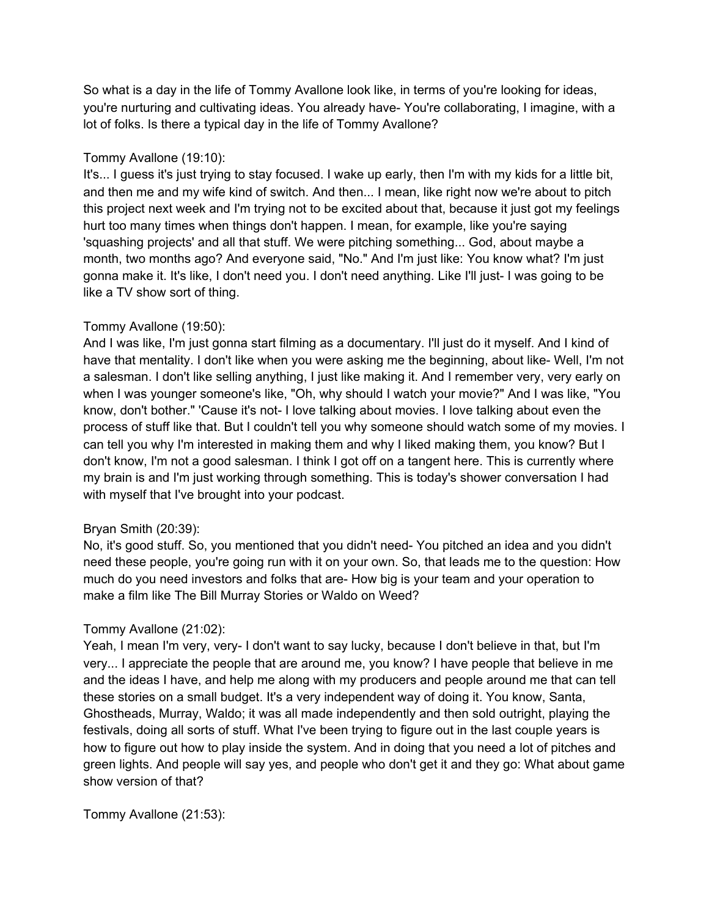So what is a day in the life of Tommy Avallone look like, in terms of you're looking for ideas, you're nurturing and cultivating ideas. You already have- You're collaborating, I imagine, with a lot of folks. Is there a typical day in the life of Tommy Avallone?

Tommy Avallone (19:10):
It's... I guess it's just trying to stay focused. I wake up early, then I'm with my kids for a little bit, and then me and my wife kind of switch. And then... I mean, like right now we're about to pitch this project next week and I'm trying not to be excited about that, because it just got my feelings hurt too many times when things don't happen. I mean, for example, like you're saying 'squashing projects' and all that stuff. We were pitching something... God, about maybe a month, two months ago? And everyone said, "No." And I'm just like: You know what? I'm just gonna make it. It's like, I don't need you. I don't need anything. Like I'll just- I was going to be like a TV show sort of thing.

Tommy Avallone (19:50):
And I was like, I'm just gonna start filming as a documentary. I'll just do it myself. And I kind of have that mentality. I don't like when you were asking me the beginning, about like- Well, I'm not a salesman. I don't like selling anything, I just like making it. And I remember very, very early on when I was younger someone's like, "Oh, why should I watch your movie?" And I was like, "You know, don't bother." 'Cause it's not- I love talking about movies. I love talking about even the process of stuff like that. But I couldn't tell you why someone should watch some of my movies. I can tell you why I'm interested in making them and why I liked making them, you know? But I don't know, I'm not a good salesman. I think I got off on a tangent here. This is currently where my brain is and I'm just working through something. This is today's shower conversation I had with myself that I've brought into your podcast.

Bryan Smith (20:39):
No, it's good stuff. So, you mentioned that you didn't need- You pitched an idea and you didn't need these people, you're going run with it on your own. So, that leads me to the question: How much do you need investors and folks that are- How big is your team and your operation to make a film like The Bill Murray Stories or Waldo on Weed?

Tommy Avallone (21:02):
Yeah, I mean I'm very, very- I don't want to say lucky, because I don't believe in that, but I'm very... I appreciate the people that are around me, you know? I have people that believe in me and the ideas I have, and help me along with my producers and people around me that can tell these stories on a small budget. It's a very independent way of doing it. You know, Santa, Ghostheads, Murray, Waldo; it was all made independently and then sold outright, playing the festivals, doing all sorts of stuff. What I've been trying to figure out in the last couple years is how to figure out how to play inside the system. And in doing that you need a lot of pitches and green lights. And people will say yes, and people who don't get it and they go: What about game show version of that?

Tommy Avallone (21:53):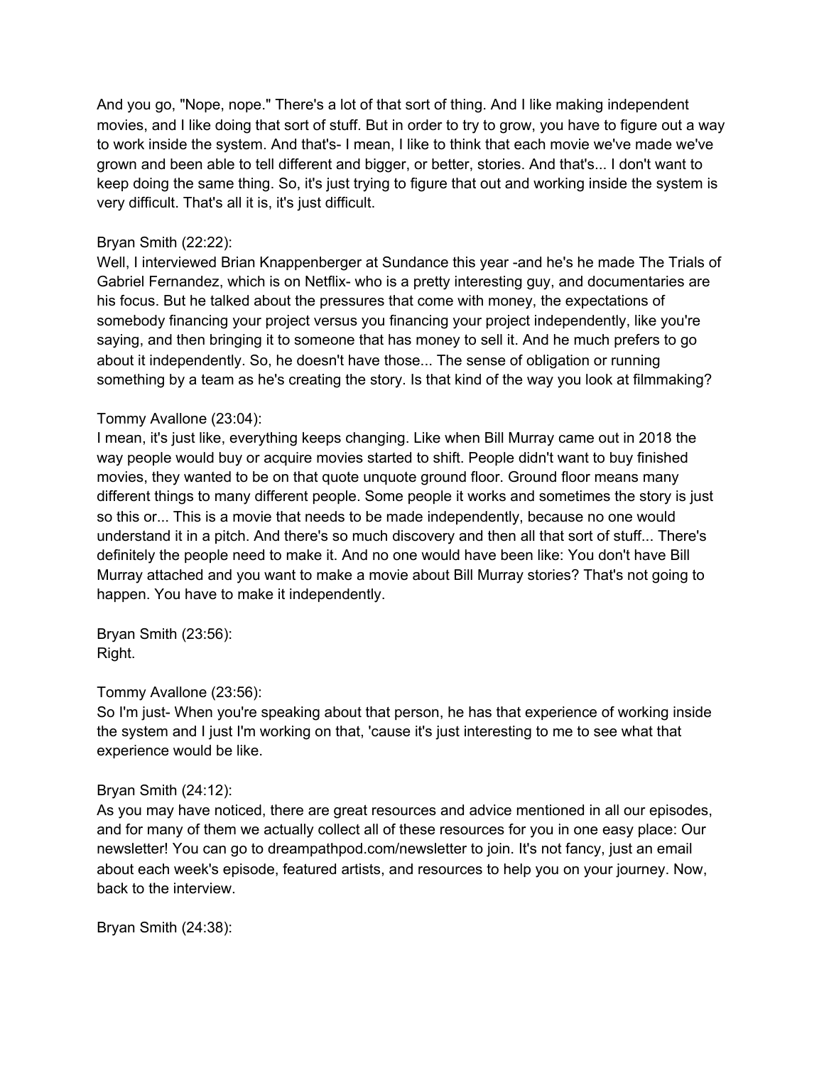And you go, "Nope, nope." There's a lot of that sort of thing. And I like making independent movies, and I like doing that sort of stuff. But in order to try to grow, you have to figure out a way to work inside the system. And that's- I mean, I like to think that each movie we've made we've grown and been able to tell different and bigger, or better, stories. And that's... I don't want to keep doing the same thing. So, it's just trying to figure that out and working inside the system is very difficult. That's all it is, it's just difficult.

Bryan Smith (22:22):
Well, I interviewed Brian Knappenberger at Sundance this year -and he's he made The Trials of Gabriel Fernandez, which is on Netflix- who is a pretty interesting guy, and documentaries are his focus. But he talked about the pressures that come with money, the expectations of somebody financing your project versus you financing your project independently, like you're saying, and then bringing it to someone that has money to sell it. And he much prefers to go about it independently. So, he doesn't have those... The sense of obligation or running something by a team as he's creating the story. Is that kind of the way you look at filmmaking?

Tommy Avallone (23:04):
I mean, it's just like, everything keeps changing. Like when Bill Murray came out in 2018 the way people would buy or acquire movies started to shift. People didn't want to buy finished movies, they wanted to be on that quote unquote ground floor. Ground floor means many different things to many different people. Some people it works and sometimes the story is just so this or... This is a movie that needs to be made independently, because no one would understand it in a pitch. And there's so much discovery and then all that sort of stuff... There's definitely the people need to make it. And no one would have been like: You don't have Bill Murray attached and you want to make a movie about Bill Murray stories? That's not going to happen. You have to make it independently.

Bryan Smith (23:56):
Right.

Tommy Avallone (23:56):
So I'm just- When you're speaking about that person, he has that experience of working inside the system and I just I'm working on that, 'cause it's just interesting to me to see what that experience would be like.

Bryan Smith (24:12):
As you may have noticed, there are great resources and advice mentioned in all our episodes, and for many of them we actually collect all of these resources for you in one easy place: Our newsletter! You can go to dreampathpod.com/newsletter to join. It's not fancy, just an email about each week's episode, featured artists, and resources to help you on your journey. Now, back to the interview.

Bryan Smith (24:38):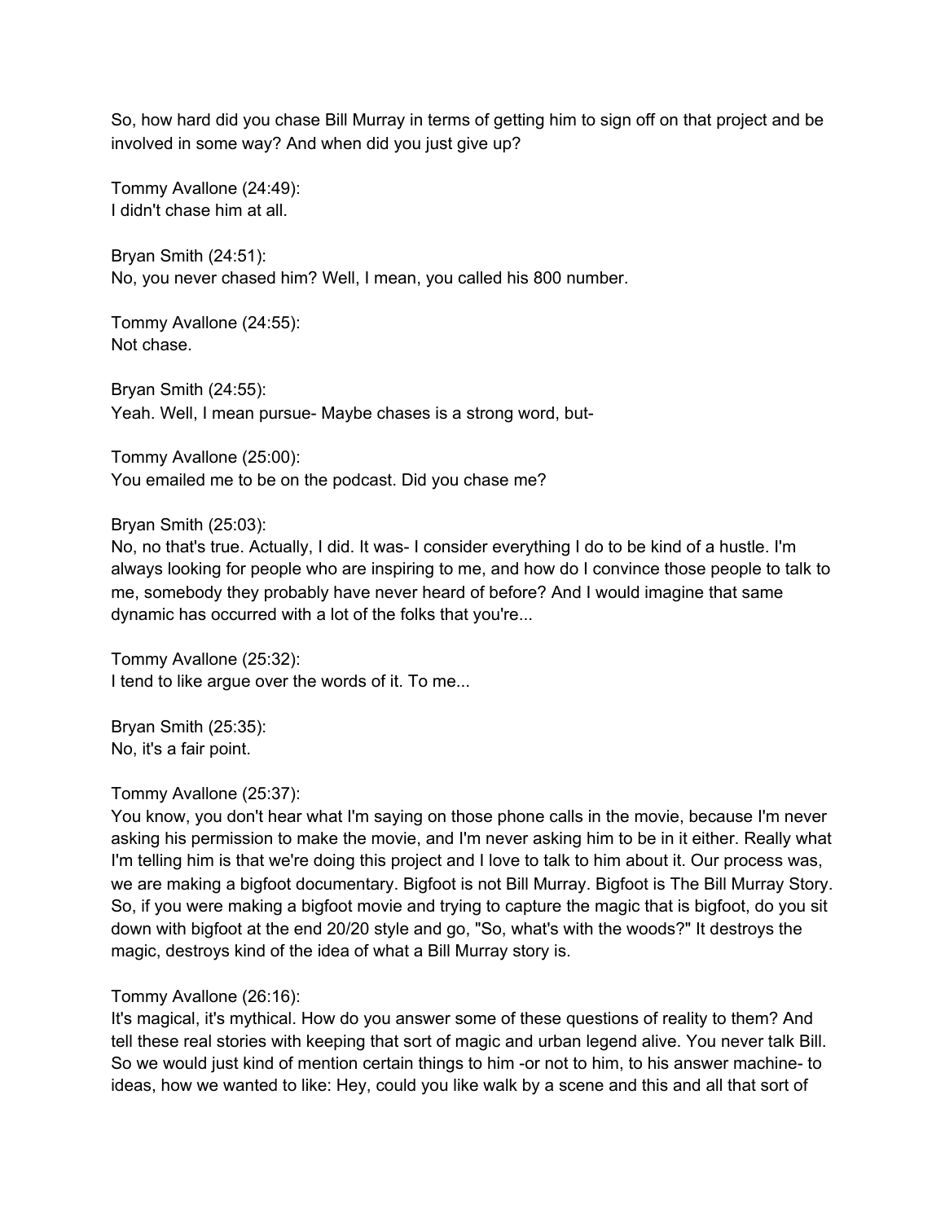So, how hard did you chase Bill Murray in terms of getting him to sign off on that project and be involved in some way? And when did you just give up?

Tommy Avallone (24:49):
I didn't chase him at all.

Bryan Smith (24:51):
No, you never chased him? Well, I mean, you called his 800 number.

Tommy Avallone (24:55):
Not chase.

Bryan Smith (24:55):
Yeah. Well, I mean pursue- Maybe chases is a strong word, but-

Tommy Avallone (25:00):
You emailed me to be on the podcast. Did you chase me?

Bryan Smith (25:03):
No, no that's true. Actually, I did. It was- I consider everything I do to be kind of a hustle. I'm always looking for people who are inspiring to me, and how do I convince those people to talk to me, somebody they probably have never heard of before? And I would imagine that same dynamic has occurred with a lot of the folks that you're...

Tommy Avallone (25:32):
I tend to like argue over the words of it. To me...

Bryan Smith (25:35):
No, it's a fair point.

Tommy Avallone (25:37):
You know, you don't hear what I'm saying on those phone calls in the movie, because I'm never asking his permission to make the movie, and I'm never asking him to be in it either. Really what I'm telling him is that we're doing this project and I love to talk to him about it. Our process was, we are making a bigfoot documentary. Bigfoot is not Bill Murray. Bigfoot is The Bill Murray Story. So, if you were making a bigfoot movie and trying to capture the magic that is bigfoot, do you sit down with bigfoot at the end 20/20 style and go, "So, what's with the woods?" It destroys the magic, destroys kind of the idea of what a Bill Murray story is.

Tommy Avallone (26:16):
It's magical, it's mythical. How do you answer some of these questions of reality to them? And tell these real stories with keeping that sort of magic and urban legend alive. You never talk Bill. So we would just kind of mention certain things to him -or not to him, to his answer machine- to ideas, how we wanted to like: Hey, could you like walk by a scene and this and all that sort of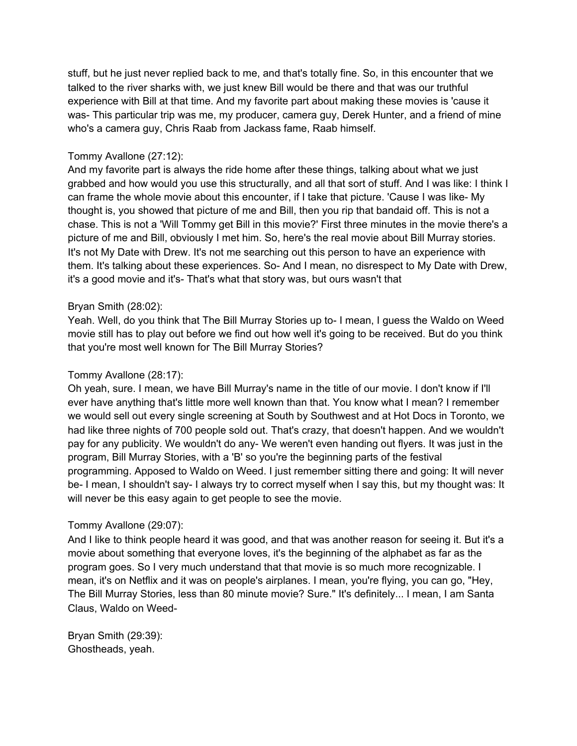stuff, but he just never replied back to me, and that's totally fine. So, in this encounter that we talked to the river sharks with, we just knew Bill would be there and that was our truthful experience with Bill at that time. And my favorite part about making these movies is 'cause it was- This particular trip was me, my producer, camera guy, Derek Hunter, and a friend of mine who's a camera guy, Chris Raab from Jackass fame, Raab himself.

Tommy Avallone (27:12):
And my favorite part is always the ride home after these things, talking about what we just grabbed and how would you use this structurally, and all that sort of stuff. And I was like: I think I can frame the whole movie about this encounter, if I take that picture. 'Cause I was like- My thought is, you showed that picture of me and Bill, then you rip that bandaid off. This is not a chase. This is not a 'Will Tommy get Bill in this movie?' First three minutes in the movie there's a picture of me and Bill, obviously I met him. So, here's the real movie about Bill Murray stories. It's not My Date with Drew. It's not me searching out this person to have an experience with them. It's talking about these experiences. So- And I mean, no disrespect to My Date with Drew, it's a good movie and it's- That's what that story was, but ours wasn't that

Bryan Smith (28:02):
Yeah. Well, do you think that The Bill Murray Stories up to- I mean, I guess the Waldo on Weed movie still has to play out before we find out how well it's going to be received. But do you think that you're most well known for The Bill Murray Stories?

Tommy Avallone (28:17):
Oh yeah, sure. I mean, we have Bill Murray's name in the title of our movie. I don't know if I'll ever have anything that's little more well known than that. You know what I mean? I remember we would sell out every single screening at South by Southwest and at Hot Docs in Toronto, we had like three nights of 700 people sold out. That's crazy, that doesn't happen. And we wouldn't pay for any publicity. We wouldn't do any- We weren't even handing out flyers. It was just in the program, Bill Murray Stories, with a 'B' so you're the beginning parts of the festival programming. Apposed to Waldo on Weed. I just remember sitting there and going: It will never be- I mean, I shouldn't say- I always try to correct myself when I say this, but my thought was: It will never be this easy again to get people to see the movie.

Tommy Avallone (29:07):
And I like to think people heard it was good, and that was another reason for seeing it. But it's a movie about something that everyone loves, it's the beginning of the alphabet as far as the program goes. So I very much understand that that movie is so much more recognizable. I mean, it's on Netflix and it was on people's airplanes. I mean, you're flying, you can go, "Hey, The Bill Murray Stories, less than 80 minute movie? Sure." It's definitely... I mean, I am Santa Claus, Waldo on Weed-

Bryan Smith (29:39):
Ghostheads, yeah.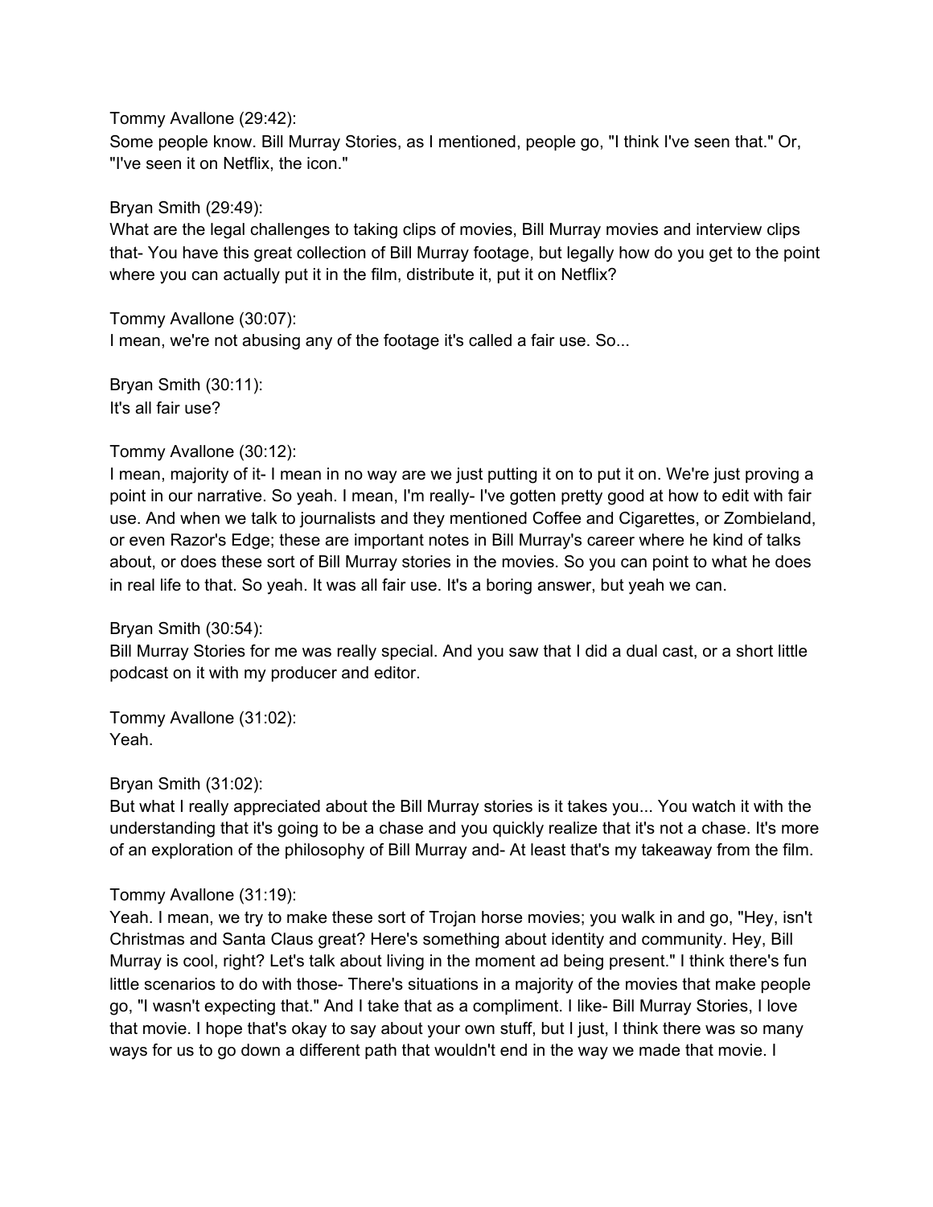Tommy Avallone (29:42):
Some people know. Bill Murray Stories, as I mentioned, people go, "I think I've seen that." Or, "I've seen it on Netflix, the icon."

Bryan Smith (29:49):
What are the legal challenges to taking clips of movies, Bill Murray movies and interview clips that- You have this great collection of Bill Murray footage, but legally how do you get to the point where you can actually put it in the film, distribute it, put it on Netflix?

Tommy Avallone (30:07):
I mean, we're not abusing any of the footage it's called a fair use. So...

Bryan Smith (30:11):
It's all fair use?

Tommy Avallone (30:12):
I mean, majority of it- I mean in no way are we just putting it on to put it on. We're just proving a point in our narrative. So yeah. I mean, I'm really- I've gotten pretty good at how to edit with fair use. And when we talk to journalists and they mentioned Coffee and Cigarettes, or Zombieland, or even Razor's Edge; these are important notes in Bill Murray's career where he kind of talks about, or does these sort of Bill Murray stories in the movies. So you can point to what he does in real life to that. So yeah. It was all fair use. It's a boring answer, but yeah we can.

Bryan Smith (30:54):
Bill Murray Stories for me was really special. And you saw that I did a dual cast, or a short little podcast on it with my producer and editor.

Tommy Avallone (31:02):
Yeah.

Bryan Smith (31:02):
But what I really appreciated about the Bill Murray stories is it takes you... You watch it with the understanding that it's going to be a chase and you quickly realize that it's not a chase. It's more of an exploration of the philosophy of Bill Murray and- At least that's my takeaway from the film.

Tommy Avallone (31:19):
Yeah. I mean, we try to make these sort of Trojan horse movies; you walk in and go, "Hey, isn't Christmas and Santa Claus great? Here's something about identity and community. Hey, Bill Murray is cool, right? Let's talk about living in the moment ad being present." I think there's fun little scenarios to do with those- There's situations in a majority of the movies that make people go, "I wasn't expecting that." And I take that as a compliment. I like- Bill Murray Stories, I love that movie. I hope that's okay to say about your own stuff, but I just, I think there was so many ways for us to go down a different path that wouldn't end in the way we made that movie. I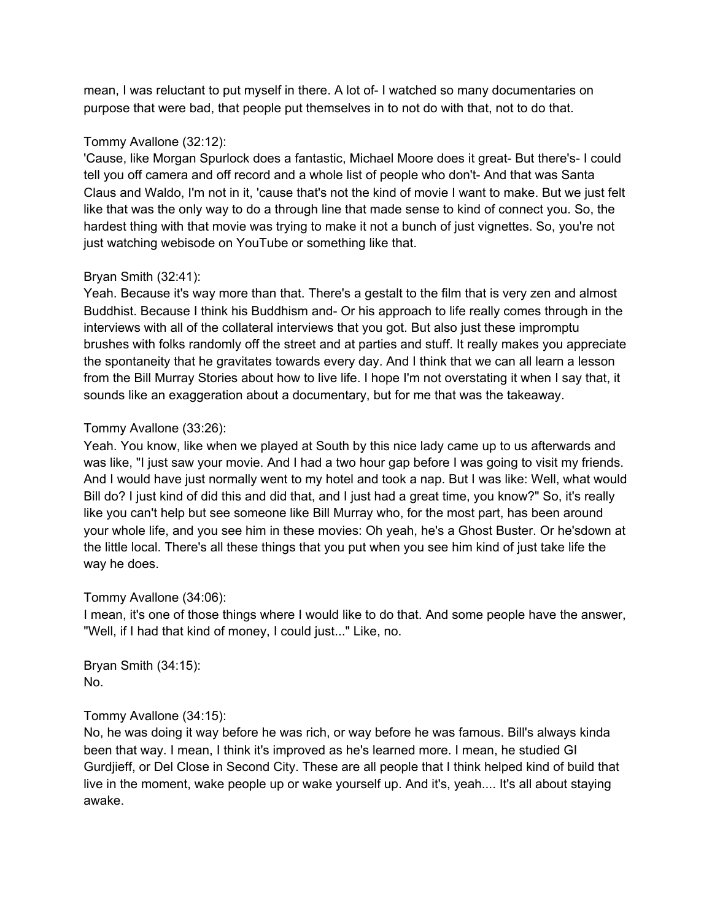mean, I was reluctant to put myself in there. A lot of- I watched so many documentaries on purpose that were bad, that people put themselves in to not do with that, not to do that.

Tommy Avallone (32:12):
'Cause, like Morgan Spurlock does a fantastic, Michael Moore does it great- But there's- I could tell you off camera and off record and a whole list of people who don't- And that was Santa Claus and Waldo, I'm not in it, 'cause that's not the kind of movie I want to make. But we just felt like that was the only way to do a through line that made sense to kind of connect you. So, the hardest thing with that movie was trying to make it not a bunch of just vignettes. So, you're not just watching webisode on YouTube or something like that.

Bryan Smith (32:41):
Yeah. Because it's way more than that. There's a gestalt to the film that is very zen and almost Buddhist. Because I think his Buddhism and- Or his approach to life really comes through in the interviews with all of the collateral interviews that you got. But also just these impromptu brushes with folks randomly off the street and at parties and stuff. It really makes you appreciate the spontaneity that he gravitates towards every day. And I think that we can all learn a lesson from the Bill Murray Stories about how to live life. I hope I'm not overstating it when I say that, it sounds like an exaggeration about a documentary, but for me that was the takeaway.

Tommy Avallone (33:26):
Yeah. You know, like when we played at South by this nice lady came up to us afterwards and was like, "I just saw your movie. And I had a two hour gap before I was going to visit my friends. And I would have just normally went to my hotel and took a nap. But I was like: Well, what would Bill do? I just kind of did this and did that, and I just had a great time, you know?" So, it's really like you can't help but see someone like Bill Murray who, for the most part, has been around your whole life, and you see him in these movies: Oh yeah, he's a Ghost Buster. Or he'sdown at the little local. There's all these things that you put when you see him kind of just take life the way he does.

Tommy Avallone (34:06):
I mean, it's one of those things where I would like to do that. And some people have the answer, "Well, if I had that kind of money, I could just..." Like, no.

Bryan Smith (34:15):
No.

Tommy Avallone (34:15):
No, he was doing it way before he was rich, or way before he was famous. Bill's always kinda been that way. I mean, I think it's improved as he's learned more. I mean, he studied GI Gurdjieff, or Del Close in Second City. These are all people that I think helped kind of build that live in the moment, wake people up or wake yourself up. And it's, yeah.... It's all about staying awake.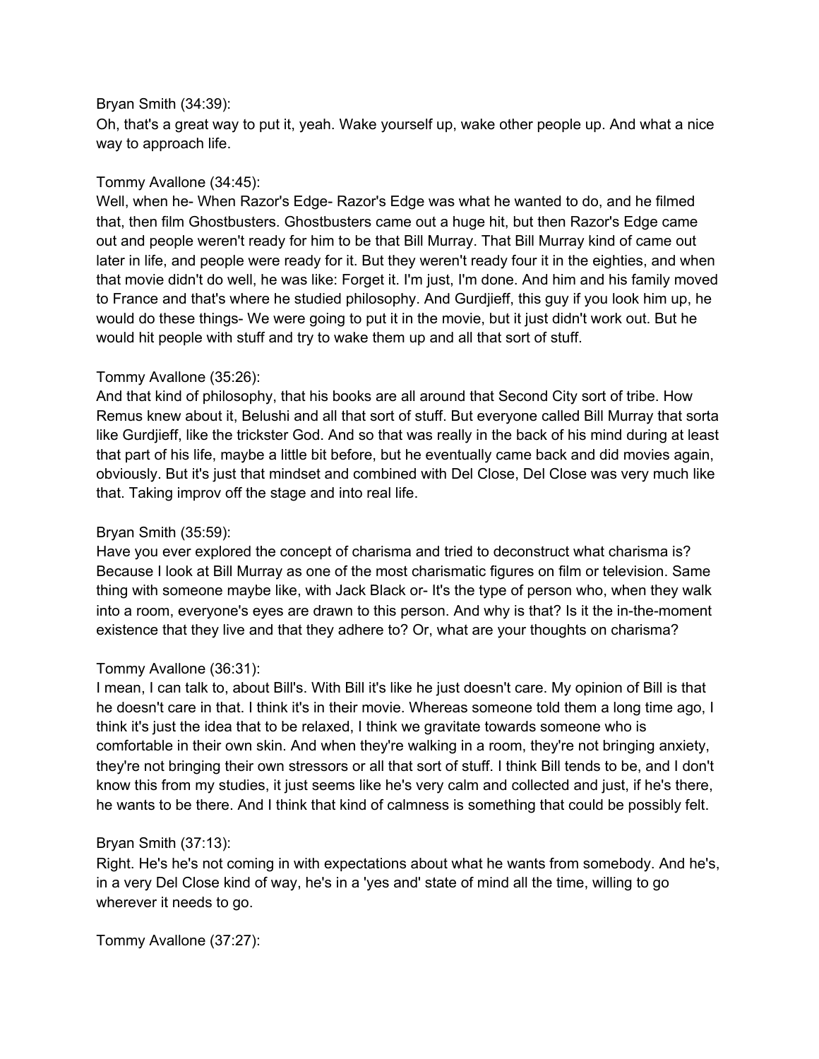Bryan Smith (34:39):
Oh, that's a great way to put it, yeah. Wake yourself up, wake other people up. And what a nice way to approach life.

Tommy Avallone (34:45):
Well, when he- When Razor's Edge- Razor's Edge was what he wanted to do, and he filmed that, then film Ghostbusters. Ghostbusters came out a huge hit, but then Razor's Edge came out and people weren't ready for him to be that Bill Murray. That Bill Murray kind of came out later in life, and people were ready for it. But they weren't ready four it in the eighties, and when that movie didn't do well, he was like: Forget it. I'm just, I'm done. And him and his family moved to France and that's where he studied philosophy. And Gurdjieff, this guy if you look him up, he would do these things- We were going to put it in the movie, but it just didn't work out. But he would hit people with stuff and try to wake them up and all that sort of stuff.

Tommy Avallone (35:26):
And that kind of philosophy, that his books are all around that Second City sort of tribe. How Remus knew about it, Belushi and all that sort of stuff. But everyone called Bill Murray that sorta like Gurdjieff, like the trickster God. And so that was really in the back of his mind during at least that part of his life, maybe a little bit before, but he eventually came back and did movies again, obviously. But it's just that mindset and combined with Del Close, Del Close was very much like that. Taking improv off the stage and into real life.

Bryan Smith (35:59):
Have you ever explored the concept of charisma and tried to deconstruct what charisma is? Because I look at Bill Murray as one of the most charismatic figures on film or television. Same thing with someone maybe like, with Jack Black or- It's the type of person who, when they walk into a room, everyone's eyes are drawn to this person. And why is that? Is it the in-the-moment existence that they live and that they adhere to? Or, what are your thoughts on charisma?

Tommy Avallone (36:31):
I mean, I can talk to, about Bill's. With Bill it's like he just doesn't care. My opinion of Bill is that he doesn't care in that. I think it's in their movie. Whereas someone told them a long time ago, I think it's just the idea that to be relaxed, I think we gravitate towards someone who is comfortable in their own skin. And when they're walking in a room, they're not bringing anxiety, they're not bringing their own stressors or all that sort of stuff. I think Bill tends to be, and I don't know this from my studies, it just seems like he's very calm and collected and just, if he's there, he wants to be there. And I think that kind of calmness is something that could be possibly felt.

Bryan Smith (37:13):
Right. He's he's not coming in with expectations about what he wants from somebody. And he's, in a very Del Close kind of way, he's in a 'yes and' state of mind all the time, willing to go wherever it needs to go.

Tommy Avallone (37:27):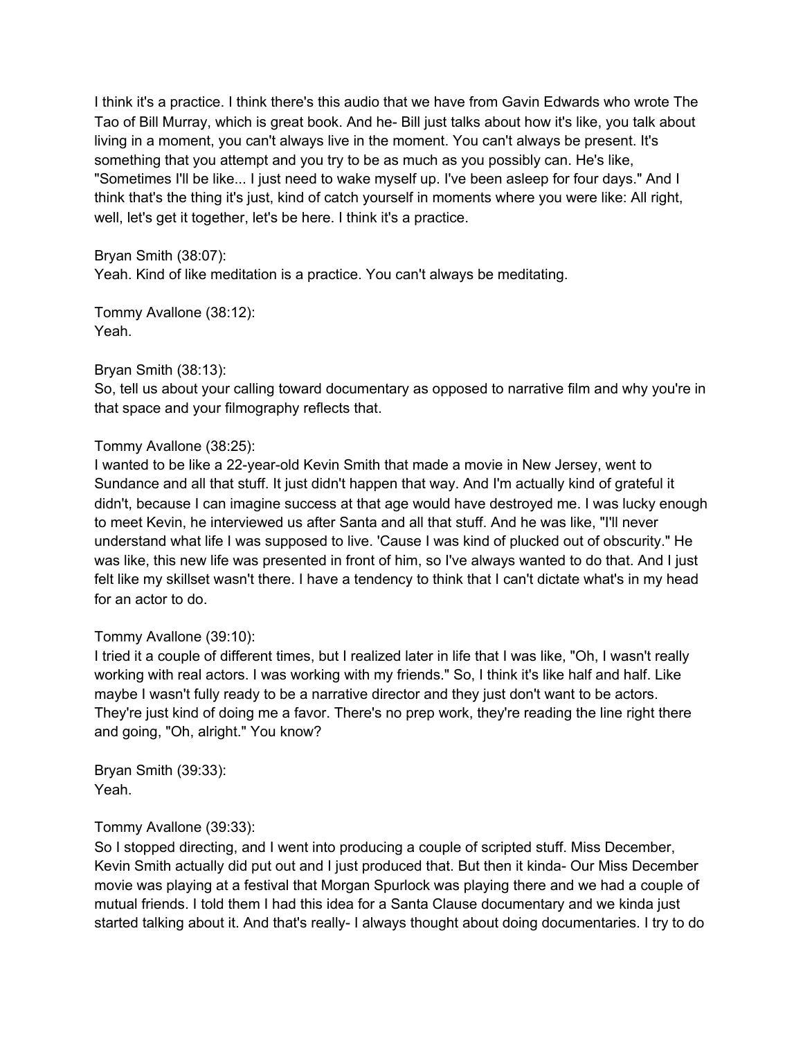I think it's a practice. I think there's this audio that we have from Gavin Edwards who wrote The Tao of Bill Murray, which is great book. And he- Bill just talks about how it's like, you talk about living in a moment, you can't always live in the moment. You can't always be present. It's something that you attempt and you try to be as much as you possibly can. He's like, "Sometimes I'll be like... I just need to wake myself up. I've been asleep for four days." And I think that's the thing it's just, kind of catch yourself in moments where you were like: All right, well, let's get it together, let's be here. I think it's a practice.

Bryan Smith (38:07):
Yeah. Kind of like meditation is a practice. You can't always be meditating.

Tommy Avallone (38:12):
Yeah.

Bryan Smith (38:13):
So, tell us about your calling toward documentary as opposed to narrative film and why you're in that space and your filmography reflects that.

Tommy Avallone (38:25):
I wanted to be like a 22-year-old Kevin Smith that made a movie in New Jersey, went to Sundance and all that stuff. It just didn't happen that way. And I'm actually kind of grateful it didn't, because I can imagine success at that age would have destroyed me. I was lucky enough to meet Kevin, he interviewed us after Santa and all that stuff. And he was like, "I'll never understand what life I was supposed to live. 'Cause I was kind of plucked out of obscurity." He was like, this new life was presented in front of him, so I've always wanted to do that. And I just felt like my skillset wasn't there. I have a tendency to think that I can't dictate what's in my head for an actor to do.

Tommy Avallone (39:10):
I tried it a couple of different times, but I realized later in life that I was like, "Oh, I wasn't really working with real actors. I was working with my friends." So, I think it's like half and half. Like maybe I wasn't fully ready to be a narrative director and they just don't want to be actors. They're just kind of doing me a favor. There's no prep work, they're reading the line right there and going, "Oh, alright." You know?

Bryan Smith (39:33):
Yeah.

Tommy Avallone (39:33):
So I stopped directing, and I went into producing a couple of scripted stuff. Miss December, Kevin Smith actually did put out and I just produced that. But then it kinda- Our Miss December movie was playing at a festival that Morgan Spurlock was playing there and we had a couple of mutual friends. I told them I had this idea for a Santa Clause documentary and we kinda just started talking about it. And that's really- I always thought about doing documentaries. I try to do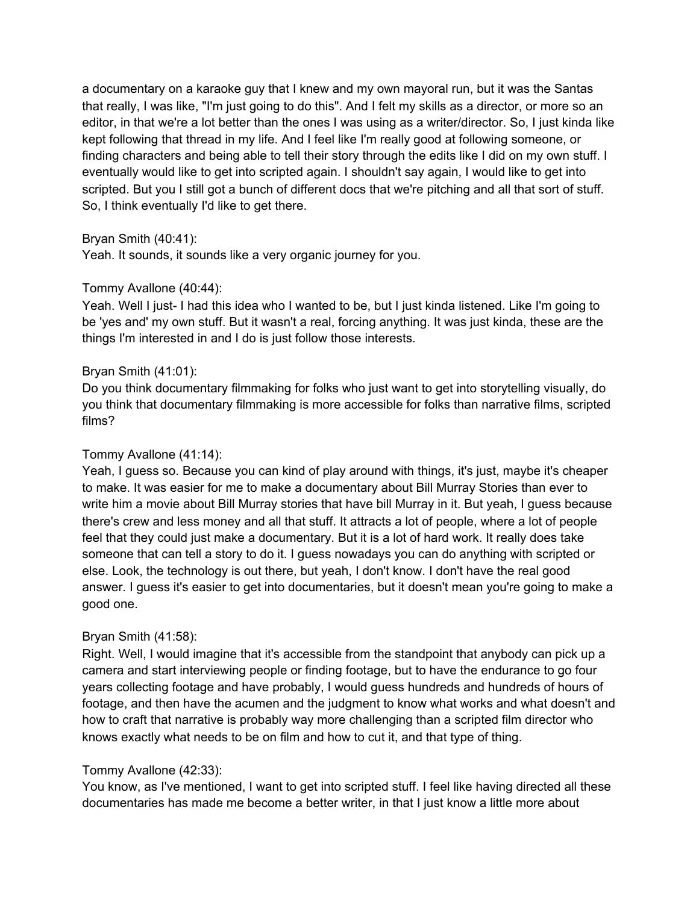a documentary on a karaoke guy that I knew and my own mayoral run, but it was the Santas that really, I was like, "I'm just going to do this". And I felt my skills as a director, or more so an editor, in that we're a lot better than the ones I was using as a writer/director. So, I just kinda like kept following that thread in my life. And I feel like I'm really good at following someone, or finding characters and being able to tell their story through the edits like I did on my own stuff. I eventually would like to get into scripted again. I shouldn't say again, I would like to get into scripted. But you I still got a bunch of different docs that we're pitching and all that sort of stuff. So, I think eventually I'd like to get there.

Bryan Smith (40:41):
Yeah. It sounds, it sounds like a very organic journey for you.

Tommy Avallone (40:44):
Yeah. Well I just- I had this idea who I wanted to be, but I just kinda listened. Like I'm going to be 'yes and' my own stuff. But it wasn't a real, forcing anything. It was just kinda, these are the things I'm interested in and I do is just follow those interests.

Bryan Smith (41:01):
Do you think documentary filmmaking for folks who just want to get into storytelling visually, do you think that documentary filmmaking is more accessible for folks than narrative films, scripted films?

Tommy Avallone (41:14):
Yeah, I guess so. Because you can kind of play around with things, it's just, maybe it's cheaper to make. It was easier for me to make a documentary about Bill Murray Stories than ever to write him a movie about Bill Murray stories that have bill Murray in it. But yeah, I guess because there's crew and less money and all that stuff. It attracts a lot of people, where a lot of people feel that they could just make a documentary. But it is a lot of hard work. It really does take someone that can tell a story to do it. I guess nowadays you can do anything with scripted or else. Look, the technology is out there, but yeah, I don't know. I don't have the real good answer. I guess it's easier to get into documentaries, but it doesn't mean you're going to make a good one.

Bryan Smith (41:58):
Right. Well, I would imagine that it's accessible from the standpoint that anybody can pick up a camera and start interviewing people or finding footage, but to have the endurance to go four years collecting footage and have probably, I would guess hundreds and hundreds of hours of footage, and then have the acumen and the judgment to know what works and what doesn't and how to craft that narrative is probably way more challenging than a scripted film director who knows exactly what needs to be on film and how to cut it, and that type of thing.

Tommy Avallone (42:33):
You know, as I've mentioned, I want to get into scripted stuff. I feel like having directed all these documentaries has made me become a better writer, in that I just know a little more about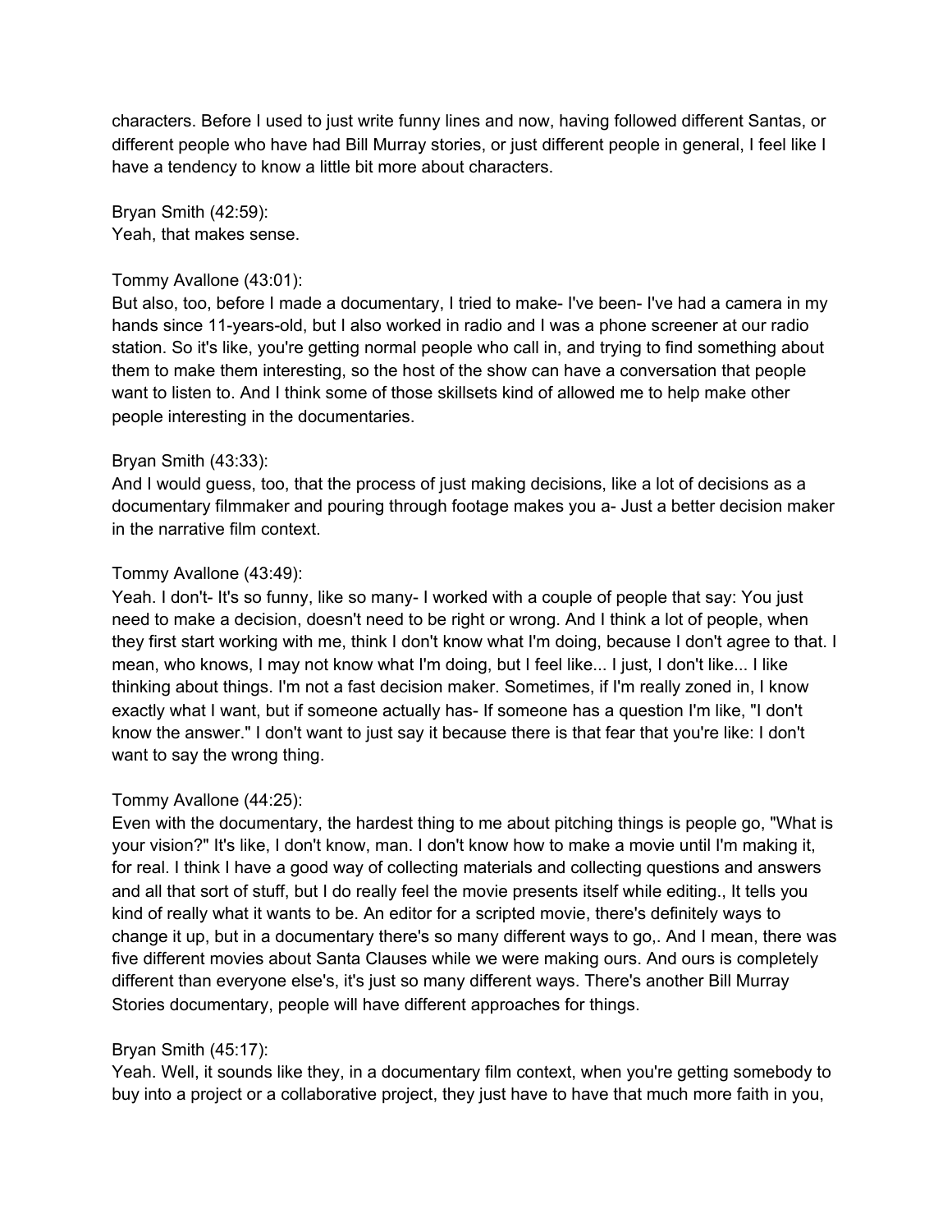characters. Before I used to just write funny lines and now, having followed different Santas, or different people who have had Bill Murray stories, or just different people in general, I feel like I have a tendency to know a little bit more about characters.

Bryan Smith (42:59):
Yeah, that makes sense.

Tommy Avallone (43:01):
But also, too, before I made a documentary, I tried to make- I've been- I've had a camera in my hands since 11-years-old, but I also worked in radio and I was a phone screener at our radio station. So it's like, you're getting normal people who call in, and trying to find something about them to make them interesting, so the host of the show can have a conversation that people want to listen to. And I think some of those skillsets kind of allowed me to help make other people interesting in the documentaries.

Bryan Smith (43:33):
And I would guess, too, that the process of just making decisions, like a lot of decisions as a documentary filmmaker and pouring through footage makes you a- Just a better decision maker in the narrative film context.

Tommy Avallone (43:49):
Yeah. I don't- It's so funny, like so many- I worked with a couple of people that say: You just need to make a decision, doesn't need to be right or wrong. And I think a lot of people, when they first start working with me, think I don't know what I'm doing, because I don't agree to that. I mean, who knows, I may not know what I'm doing, but I feel like... I just, I don't like... I like thinking about things. I'm not a fast decision maker. Sometimes, if I'm really zoned in, I know exactly what I want, but if someone actually has- If someone has a question I'm like, "I don't know the answer." I don't want to just say it because there is that fear that you're like: I don't want to say the wrong thing.

Tommy Avallone (44:25):
Even with the documentary, the hardest thing to me about pitching things is people go, "What is your vision?" It's like, I don't know, man. I don't know how to make a movie until I'm making it, for real. I think I have a good way of collecting materials and collecting questions and answers and all that sort of stuff, but I do really feel the movie presents itself while editing., It tells you kind of really what it wants to be. An editor for a scripted movie, there's definitely ways to change it up, but in a documentary there's so many different ways to go,. And I mean, there was five different movies about Santa Clauses while we were making ours. And ours is completely different than everyone else's, it's just so many different ways. There's another Bill Murray Stories documentary, people will have different approaches for things.

Bryan Smith (45:17):
Yeah. Well, it sounds like they, in a documentary film context, when you're getting somebody to buy into a project or a collaborative project, they just have to have that much more faith in you,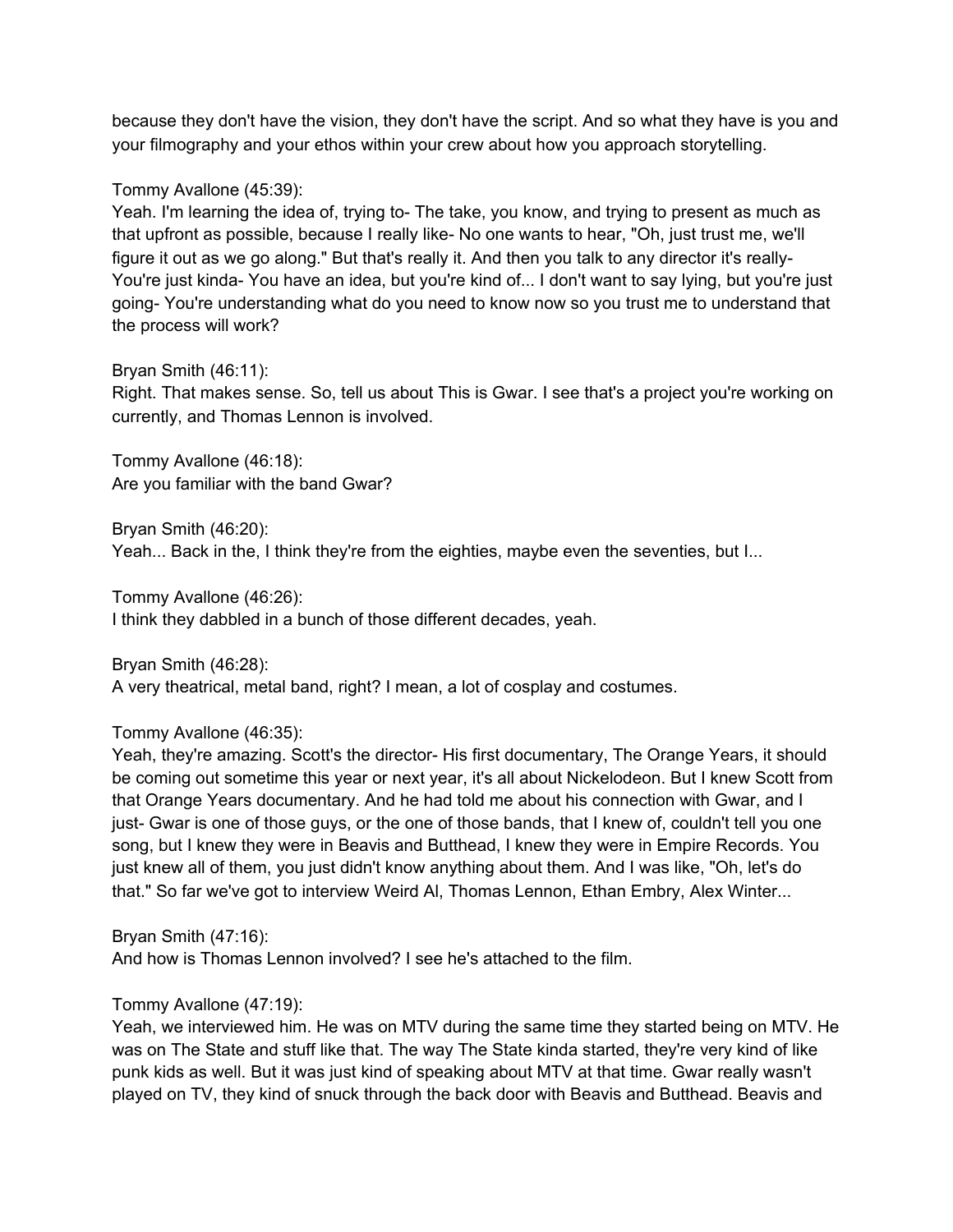because they don't have the vision, they don't have the script. And so what they have is you and your filmography and your ethos within your crew about how you approach storytelling.

Tommy Avallone (45:39):
Yeah. I'm learning the idea of, trying to- The take, you know, and trying to present as much as that upfront as possible, because I really like- No one wants to hear, "Oh, just trust me, we'll figure it out as we go along." But that's really it. And then you talk to any director it's really- You're just kinda- You have an idea, but you're kind of... I don't want to say lying, but you're just going- You're understanding what do you need to know now so you trust me to understand that the process will work?

Bryan Smith (46:11):
Right. That makes sense. So, tell us about This is Gwar. I see that's a project you're working on currently, and Thomas Lennon is involved.

Tommy Avallone (46:18):
Are you familiar with the band Gwar?

Bryan Smith (46:20):
Yeah... Back in the, I think they're from the eighties, maybe even the seventies, but I...

Tommy Avallone (46:26):
I think they dabbled in a bunch of those different decades, yeah.

Bryan Smith (46:28):
A very theatrical, metal band, right? I mean, a lot of cosplay and costumes.

Tommy Avallone (46:35):
Yeah, they're amazing. Scott's the director- His first documentary, The Orange Years, it should be coming out sometime this year or next year, it's all about Nickelodeon. But I knew Scott from that Orange Years documentary. And he had told me about his connection with Gwar, and I just- Gwar is one of those guys, or the one of those bands, that I knew of, couldn't tell you one song, but I knew they were in Beavis and Butthead, I knew they were in Empire Records. You just knew all of them, you just didn't know anything about them. And I was like, "Oh, let's do that." So far we've got to interview Weird Al, Thomas Lennon, Ethan Embry, Alex Winter...

Bryan Smith (47:16):
And how is Thomas Lennon involved? I see he's attached to the film.

Tommy Avallone (47:19):
Yeah, we interviewed him. He was on MTV during the same time they started being on MTV. He was on The State and stuff like that. The way The State kinda started, they're very kind of like punk kids as well. But it was just kind of speaking about MTV at that time. Gwar really wasn't played on TV, they kind of snuck through the back door with Beavis and Butthead. Beavis and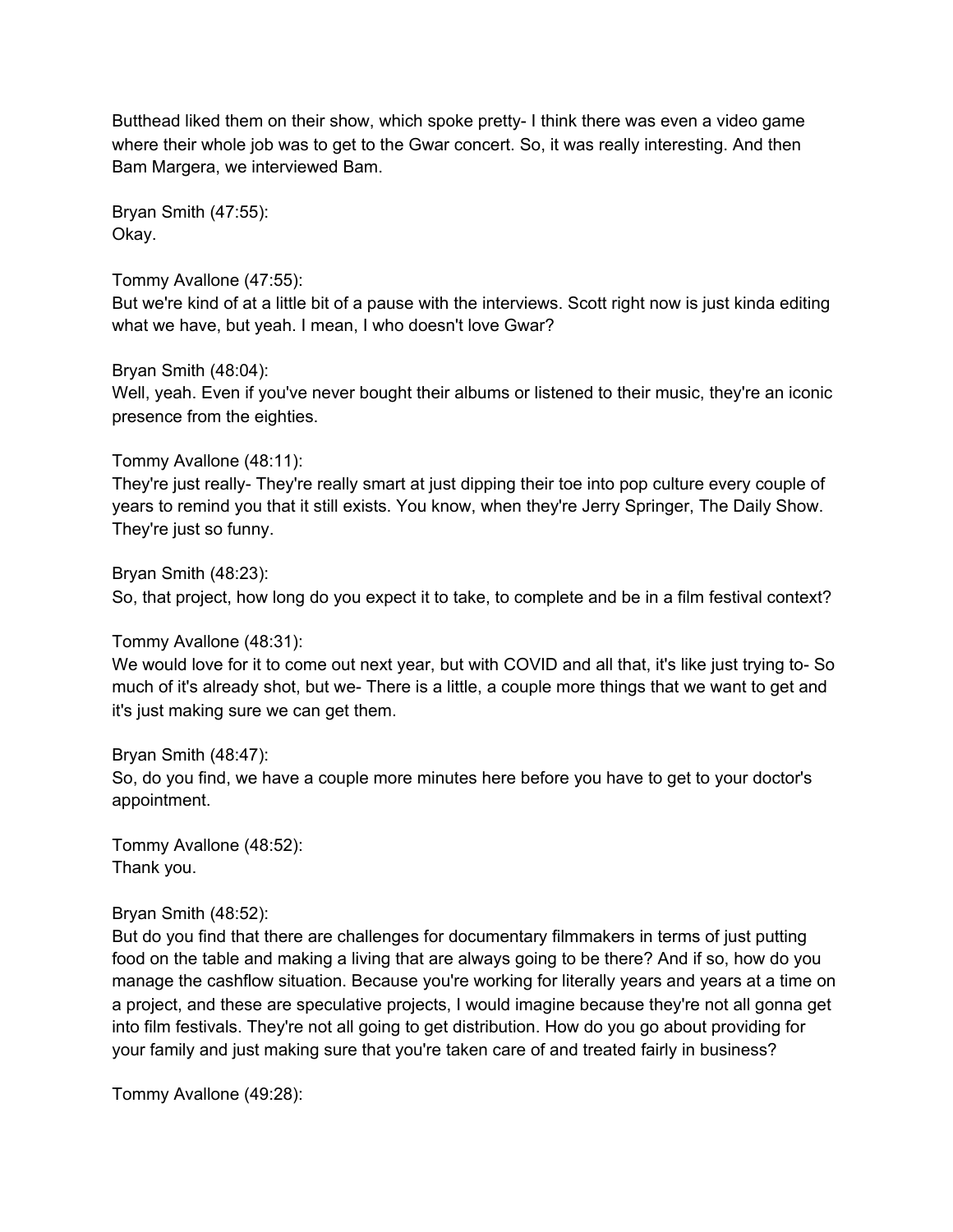Butthead liked them on their show, which spoke pretty- I think there was even a video game where their whole job was to get to the Gwar concert. So, it was really interesting. And then Bam Margera, we interviewed Bam.

Bryan Smith (47:55):
Okay.

Tommy Avallone (47:55):
But we're kind of at a little bit of a pause with the interviews. Scott right now is just kinda editing what we have, but yeah. I mean, I who doesn't love Gwar?

Bryan Smith (48:04):
Well, yeah. Even if you've never bought their albums or listened to their music, they're an iconic presence from the eighties.

Tommy Avallone (48:11):
They're just really- They're really smart at just dipping their toe into pop culture every couple of years to remind you that it still exists. You know, when they're Jerry Springer, The Daily Show. They're just so funny.

Bryan Smith (48:23):
So, that project, how long do you expect it to take, to complete and be in a film festival context?

Tommy Avallone (48:31):
We would love for it to come out next year, but with COVID and all that, it's like just trying to- So much of it's already shot, but we- There is a little, a couple more things that we want to get and it's just making sure we can get them.

Bryan Smith (48:47):
So, do you find, we have a couple more minutes here before you have to get to your doctor's appointment.

Tommy Avallone (48:52):
Thank you.

Bryan Smith (48:52):
But do you find that there are challenges for documentary filmmakers in terms of just putting food on the table and making a living that are always going to be there? And if so, how do you manage the cashflow situation. Because you're working for literally years and years at a time on a project, and these are speculative projects, I would imagine because they're not all gonna get into film festivals. They're not all going to get distribution. How do you go about providing for your family and just making sure that you're taken care of and treated fairly in business?

Tommy Avallone (49:28):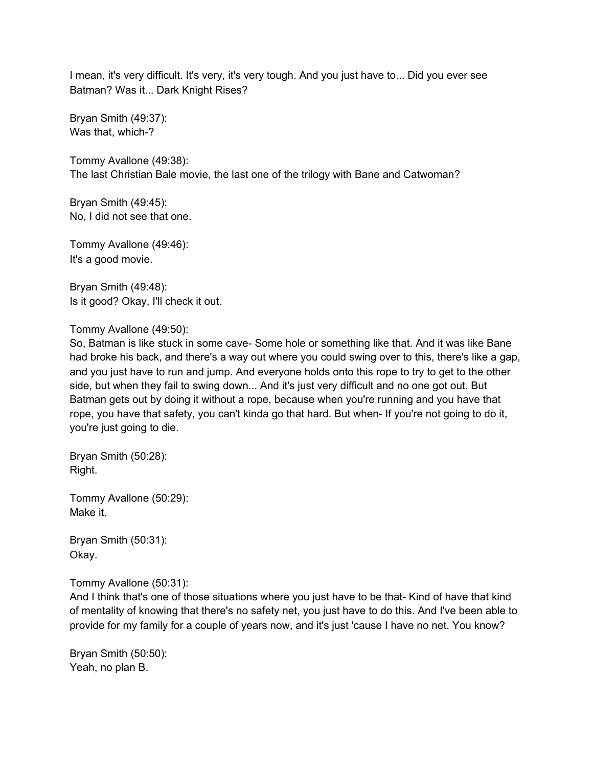I mean, it's very difficult. It's very, it's very tough. And you just have to... Did you ever see Batman? Was it... Dark Knight Rises?

Bryan Smith (49:37):
Was that, which-?

Tommy Avallone (49:38):
The last Christian Bale movie, the last one of the trilogy with Bane and Catwoman?

Bryan Smith (49:45):
No, I did not see that one.

Tommy Avallone (49:46):
It's a good movie.

Bryan Smith (49:48):
Is it good? Okay, I'll check it out.

Tommy Avallone (49:50):
So, Batman is like stuck in some cave- Some hole or something like that. And it was like Bane had broke his back, and there's a way out where you could swing over to this, there's like a gap, and you just have to run and jump. And everyone holds onto this rope to try to get to the other side, but when they fail to swing down... And it's just very difficult and no one got out. But Batman gets out by doing it without a rope, because when you're running and you have that rope, you have that safety, you can't kinda go that hard. But when- If you're not going to do it, you're just going to die.

Bryan Smith (50:28):
Right.

Tommy Avallone (50:29):
Make it.

Bryan Smith (50:31):
Okay.

Tommy Avallone (50:31):
And I think that's one of those situations where you just have to be that- Kind of have that kind of mentality of knowing that there's no safety net, you just have to do this. And I've been able to provide for my family for a couple of years now, and it's just 'cause I have no net. You know?

Bryan Smith (50:50):
Yeah, no plan B.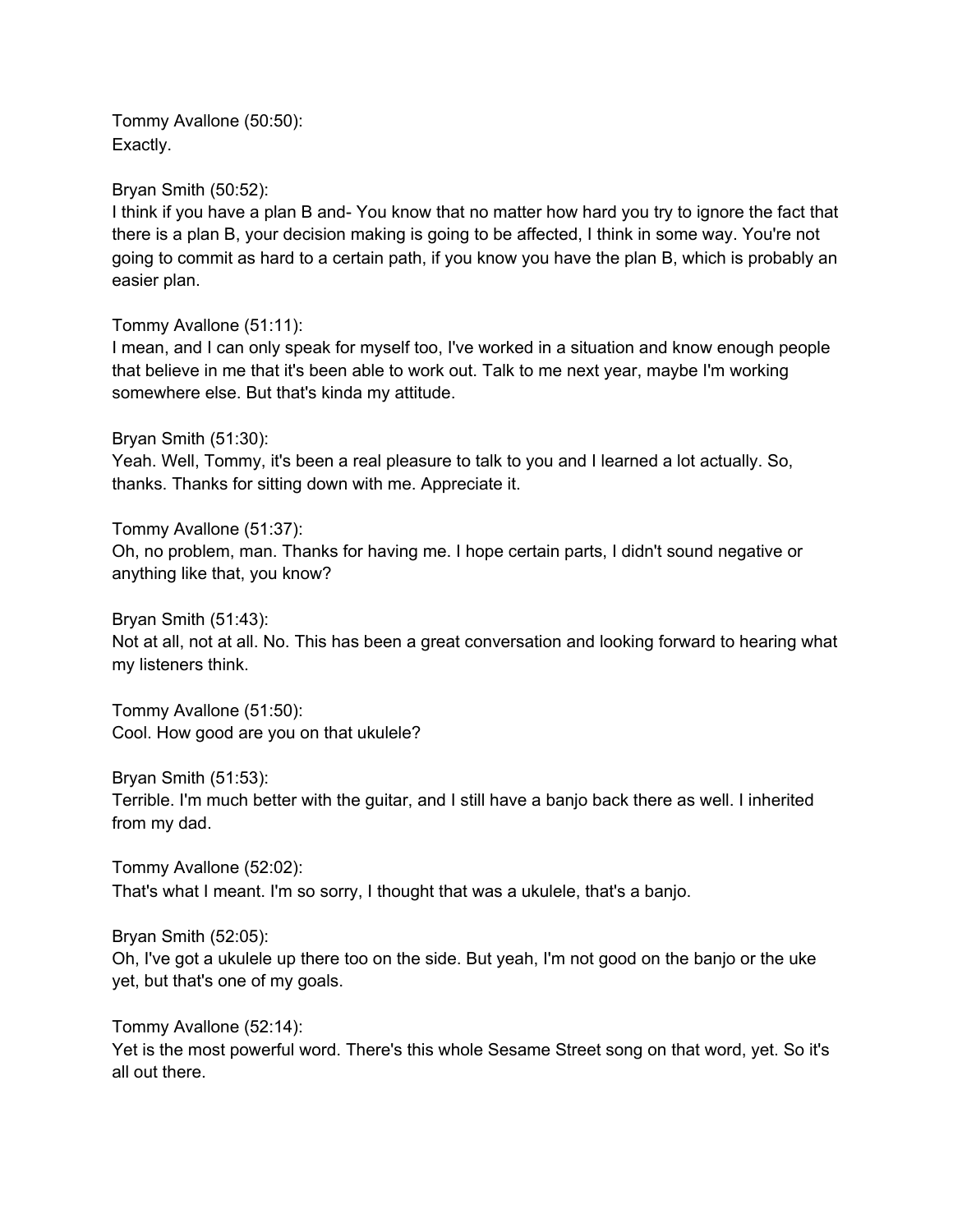Tommy Avallone (50:50):
Exactly.

Bryan Smith (50:52):
I think if you have a plan B and- You know that no matter how hard you try to ignore the fact that there is a plan B, your decision making is going to be affected, I think in some way. You're not going to commit as hard to a certain path, if you know you have the plan B, which is probably an easier plan.

Tommy Avallone (51:11):
I mean, and I can only speak for myself too, I've worked in a situation and know enough people that believe in me that it's been able to work out. Talk to me next year, maybe I'm working somewhere else. But that's kinda my attitude.

Bryan Smith (51:30):
Yeah. Well, Tommy, it's been a real pleasure to talk to you and I learned a lot actually. So, thanks. Thanks for sitting down with me. Appreciate it.

Tommy Avallone (51:37):
Oh, no problem, man. Thanks for having me. I hope certain parts, I didn't sound negative or anything like that, you know?

Bryan Smith (51:43):
Not at all, not at all. No. This has been a great conversation and looking forward to hearing what my listeners think.

Tommy Avallone (51:50):
Cool. How good are you on that ukulele?

Bryan Smith (51:53):
Terrible. I'm much better with the guitar, and I still have a banjo back there as well. I inherited from my dad.

Tommy Avallone (52:02):
That's what I meant. I'm so sorry, I thought that was a ukulele, that's a banjo.

Bryan Smith (52:05):
Oh, I've got a ukulele up there too on the side. But yeah, I'm not good on the banjo or the uke yet, but that's one of my goals.

Tommy Avallone (52:14):
Yet is the most powerful word. There's this whole Sesame Street song on that word, yet. So it's all out there.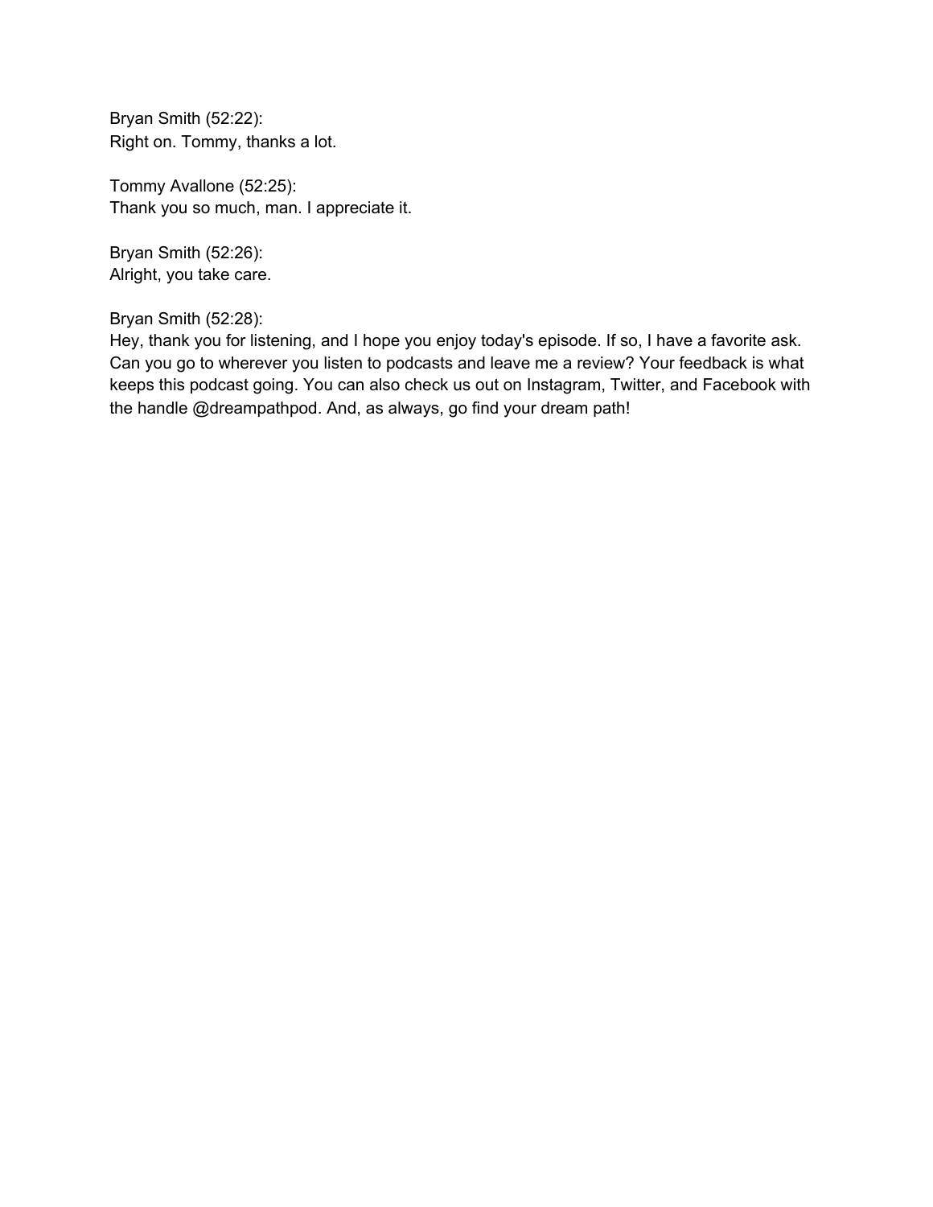Bryan Smith (52:22):
Right on. Tommy, thanks a lot.

Tommy Avallone (52:25):
Thank you so much, man. I appreciate it.

Bryan Smith (52:26):
Alright, you take care.

Bryan Smith (52:28):
Hey, thank you for listening, and I hope you enjoy today's episode. If so, I have a favorite ask. Can you go to wherever you listen to podcasts and leave me a review? Your feedback is what keeps this podcast going. You can also check us out on Instagram, Twitter, and Facebook with the handle @dreampathpod. And, as always, go find your dream path!